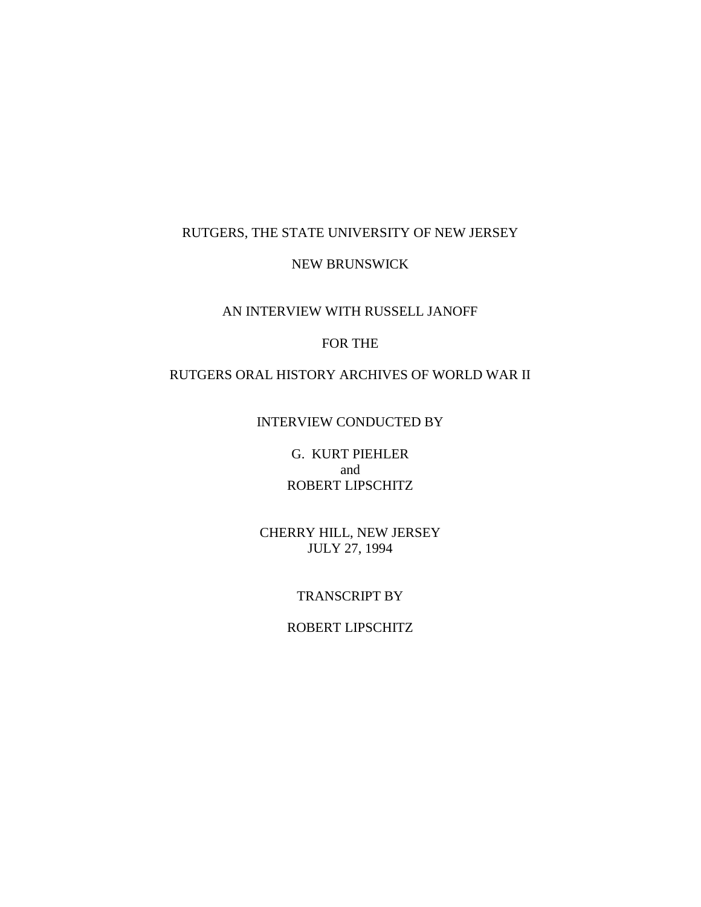RUTGERS, THE STATE UNIVERSITY OF NEW JERSEY

NEW BRUNSWICK

AN INTERVIEW WITH RUSSELL JANOFF

FOR THE

RUTGERS ORAL HISTORY ARCHIVES OF WORLD WAR II

INTERVIEW CONDUCTED BY

G. KURT PIEHLER
and
ROBERT LIPSCHITZ

CHERRY HILL, NEW JERSEY
JULY 27, 1994

TRANSCRIPT BY

ROBERT LIPSCHITZ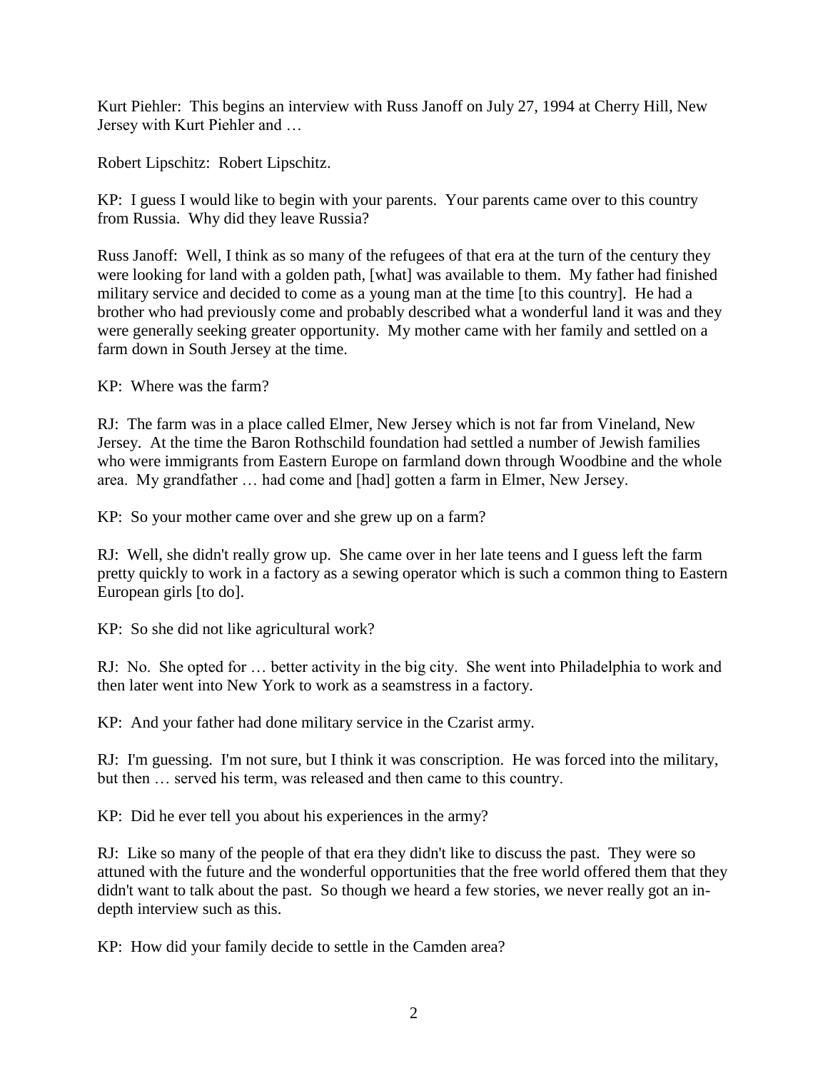Kurt Piehler: This begins an interview with Russ Janoff on July 27, 1994 at Cherry Hill, New Jersey with Kurt Piehler and …

Robert Lipschitz: Robert Lipschitz.

KP: I guess I would like to begin with your parents. Your parents came over to this country from Russia. Why did they leave Russia?

Russ Janoff: Well, I think as so many of the refugees of that era at the turn of the century they were looking for land with a golden path, [what] was available to them. My father had finished military service and decided to come as a young man at the time [to this country]. He had a brother who had previously come and probably described what a wonderful land it was and they were generally seeking greater opportunity. My mother came with her family and settled on a farm down in South Jersey at the time.

KP: Where was the farm?

RJ: The farm was in a place called Elmer, New Jersey which is not far from Vineland, New Jersey. At the time the Baron Rothschild foundation had settled a number of Jewish families who were immigrants from Eastern Europe on farmland down through Woodbine and the whole area. My grandfather … had come and [had] gotten a farm in Elmer, New Jersey.

KP: So your mother came over and she grew up on a farm?

RJ: Well, she didn't really grow up. She came over in her late teens and I guess left the farm pretty quickly to work in a factory as a sewing operator which is such a common thing to Eastern European girls [to do].

KP: So she did not like agricultural work?

RJ: No. She opted for … better activity in the big city. She went into Philadelphia to work and then later went into New York to work as a seamstress in a factory.

KP: And your father had done military service in the Czarist army.

RJ: I'm guessing. I'm not sure, but I think it was conscription. He was forced into the military, but then … served his term, was released and then came to this country.

KP: Did he ever tell you about his experiences in the army?

RJ: Like so many of the people of that era they didn't like to discuss the past. They were so attuned with the future and the wonderful opportunities that the free world offered them that they didn't want to talk about the past. So though we heard a few stories, we never really got an in-depth interview such as this.

KP: How did your family decide to settle in the Camden area?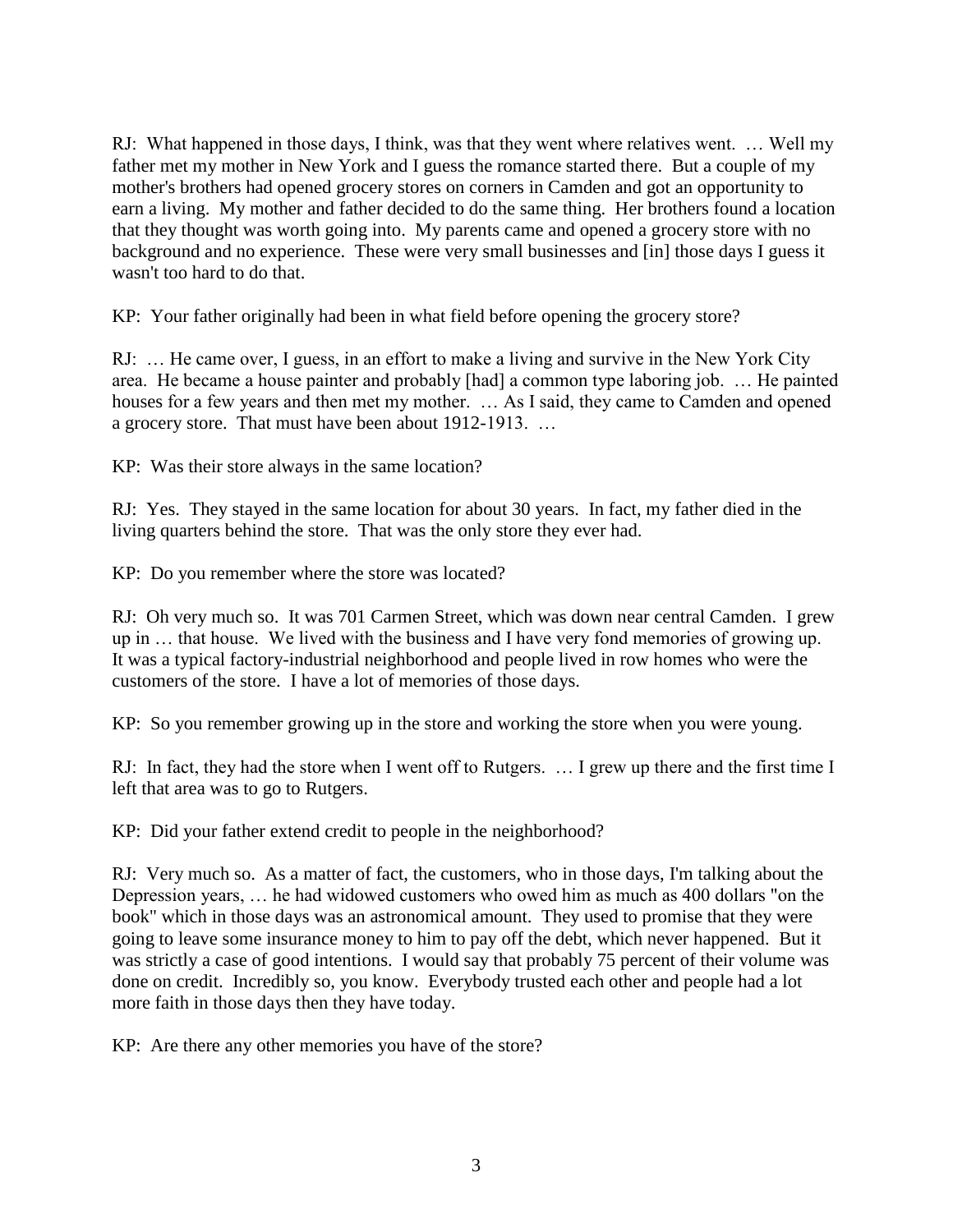RJ: What happened in those days, I think, was that they went where relatives went. … Well my father met my mother in New York and I guess the romance started there. But a couple of my mother's brothers had opened grocery stores on corners in Camden and got an opportunity to earn a living. My mother and father decided to do the same thing. Her brothers found a location that they thought was worth going into. My parents came and opened a grocery store with no background and no experience. These were very small businesses and [in] those days I guess it wasn't too hard to do that.

KP: Your father originally had been in what field before opening the grocery store?

RJ: … He came over, I guess, in an effort to make a living and survive in the New York City area. He became a house painter and probably [had] a common type laboring job. … He painted houses for a few years and then met my mother. … As I said, they came to Camden and opened a grocery store. That must have been about 1912-1913. …

KP: Was their store always in the same location?

RJ: Yes. They stayed in the same location for about 30 years. In fact, my father died in the living quarters behind the store. That was the only store they ever had.

KP: Do you remember where the store was located?

RJ: Oh very much so. It was 701 Carmen Street, which was down near central Camden. I grew up in … that house. We lived with the business and I have very fond memories of growing up. It was a typical factory-industrial neighborhood and people lived in row homes who were the customers of the store. I have a lot of memories of those days.

KP: So you remember growing up in the store and working the store when you were young.

RJ: In fact, they had the store when I went off to Rutgers. … I grew up there and the first time I left that area was to go to Rutgers.

KP: Did your father extend credit to people in the neighborhood?

RJ: Very much so. As a matter of fact, the customers, who in those days, I'm talking about the Depression years, … he had widowed customers who owed him as much as 400 dollars "on the book" which in those days was an astronomical amount. They used to promise that they were going to leave some insurance money to him to pay off the debt, which never happened. But it was strictly a case of good intentions. I would say that probably 75 percent of their volume was done on credit. Incredibly so, you know. Everybody trusted each other and people had a lot more faith in those days then they have today.

KP: Are there any other memories you have of the store?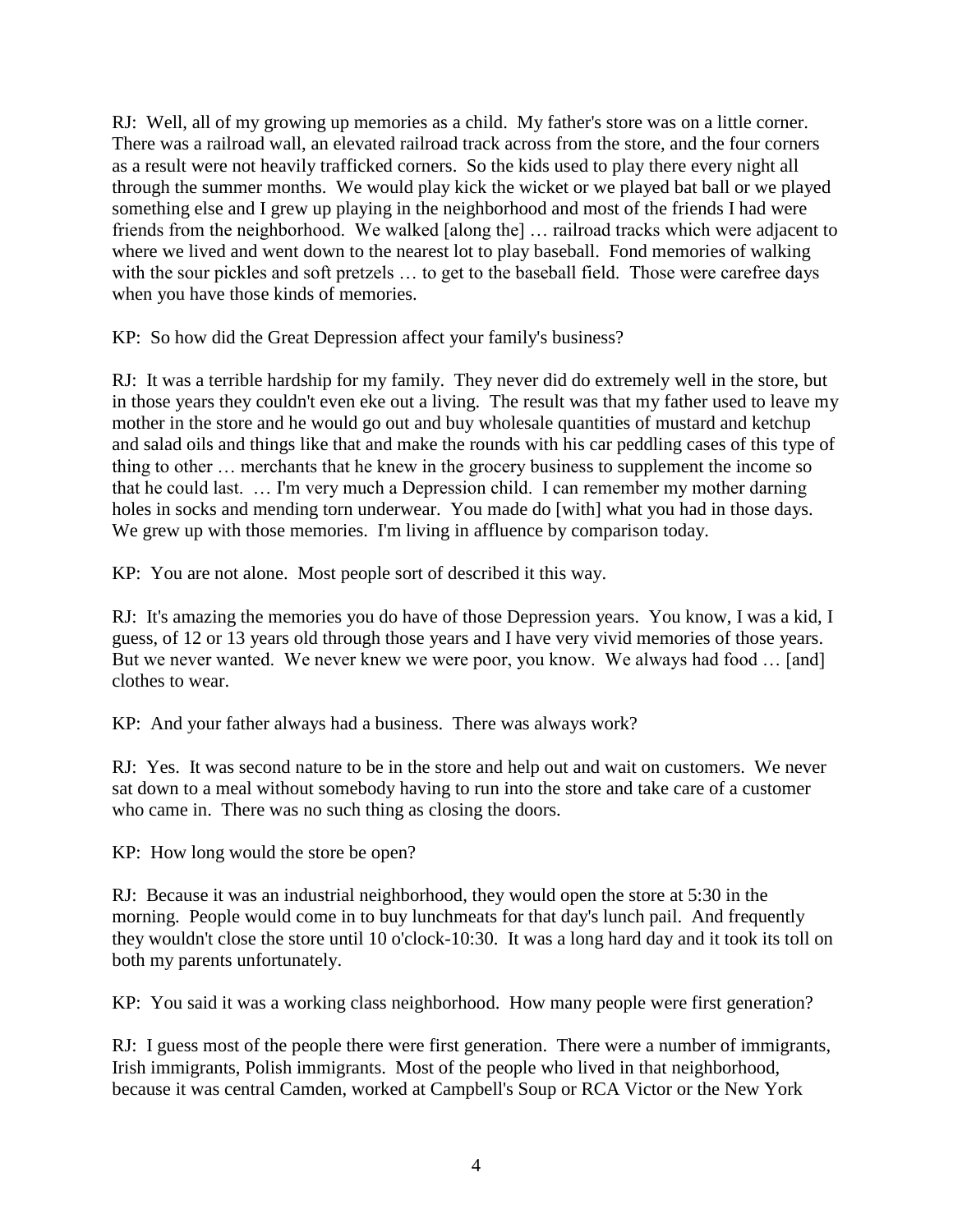RJ: Well, all of my growing up memories as a child. My father's store was on a little corner. There was a railroad wall, an elevated railroad track across from the store, and the four corners as a result were not heavily trafficked corners. So the kids used to play there every night all through the summer months. We would play kick the wicket or we played bat ball or we played something else and I grew up playing in the neighborhood and most of the friends I had were friends from the neighborhood. We walked [along the] … railroad tracks which were adjacent to where we lived and went down to the nearest lot to play baseball. Fond memories of walking with the sour pickles and soft pretzels … to get to the baseball field. Those were carefree days when you have those kinds of memories.

KP: So how did the Great Depression affect your family's business?

RJ: It was a terrible hardship for my family. They never did do extremely well in the store, but in those years they couldn't even eke out a living. The result was that my father used to leave my mother in the store and he would go out and buy wholesale quantities of mustard and ketchup and salad oils and things like that and make the rounds with his car peddling cases of this type of thing to other … merchants that he knew in the grocery business to supplement the income so that he could last. … I'm very much a Depression child. I can remember my mother darning holes in socks and mending torn underwear. You made do [with] what you had in those days. We grew up with those memories. I'm living in affluence by comparison today.

KP: You are not alone. Most people sort of described it this way.

RJ: It's amazing the memories you do have of those Depression years. You know, I was a kid, I guess, of 12 or 13 years old through those years and I have very vivid memories of those years. But we never wanted. We never knew we were poor, you know. We always had food … [and] clothes to wear.

KP: And your father always had a business. There was always work?

RJ: Yes. It was second nature to be in the store and help out and wait on customers. We never sat down to a meal without somebody having to run into the store and take care of a customer who came in. There was no such thing as closing the doors.

KP: How long would the store be open?

RJ: Because it was an industrial neighborhood, they would open the store at 5:30 in the morning. People would come in to buy lunchmeats for that day's lunch pail. And frequently they wouldn't close the store until 10 o'clock-10:30. It was a long hard day and it took its toll on both my parents unfortunately.

KP: You said it was a working class neighborhood. How many people were first generation?

RJ: I guess most of the people there were first generation. There were a number of immigrants, Irish immigrants, Polish immigrants. Most of the people who lived in that neighborhood, because it was central Camden, worked at Campbell's Soup or RCA Victor or the New York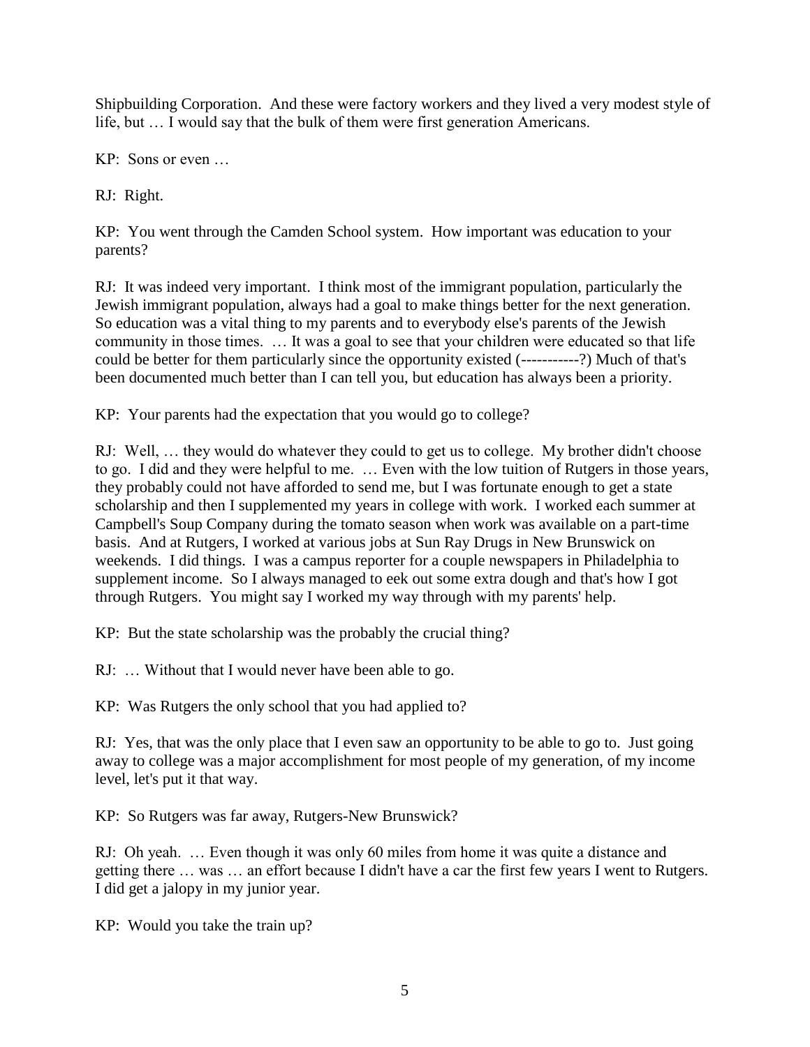Shipbuilding Corporation. And these were factory workers and they lived a very modest style of life, but … I would say that the bulk of them were first generation Americans.

KP: Sons or even …

RJ: Right.

KP: You went through the Camden School system. How important was education to your parents?

RJ: It was indeed very important. I think most of the immigrant population, particularly the Jewish immigrant population, always had a goal to make things better for the next generation. So education was a vital thing to my parents and to everybody else's parents of the Jewish community in those times. … It was a goal to see that your children were educated so that life could be better for them particularly since the opportunity existed (-----------?) Much of that's been documented much better than I can tell you, but education has always been a priority.

KP: Your parents had the expectation that you would go to college?

RJ: Well, … they would do whatever they could to get us to college. My brother didn't choose to go. I did and they were helpful to me. … Even with the low tuition of Rutgers in those years, they probably could not have afforded to send me, but I was fortunate enough to get a state scholarship and then I supplemented my years in college with work. I worked each summer at Campbell's Soup Company during the tomato season when work was available on a part-time basis. And at Rutgers, I worked at various jobs at Sun Ray Drugs in New Brunswick on weekends. I did things. I was a campus reporter for a couple newspapers in Philadelphia to supplement income. So I always managed to eek out some extra dough and that's how I got through Rutgers. You might say I worked my way through with my parents' help.

KP: But the state scholarship was the probably the crucial thing?

RJ: … Without that I would never have been able to go.

KP: Was Rutgers the only school that you had applied to?

RJ: Yes, that was the only place that I even saw an opportunity to be able to go to. Just going away to college was a major accomplishment for most people of my generation, of my income level, let's put it that way.

KP: So Rutgers was far away, Rutgers-New Brunswick?

RJ: Oh yeah. … Even though it was only 60 miles from home it was quite a distance and getting there … was … an effort because I didn't have a car the first few years I went to Rutgers. I did get a jalopy in my junior year.

KP: Would you take the train up?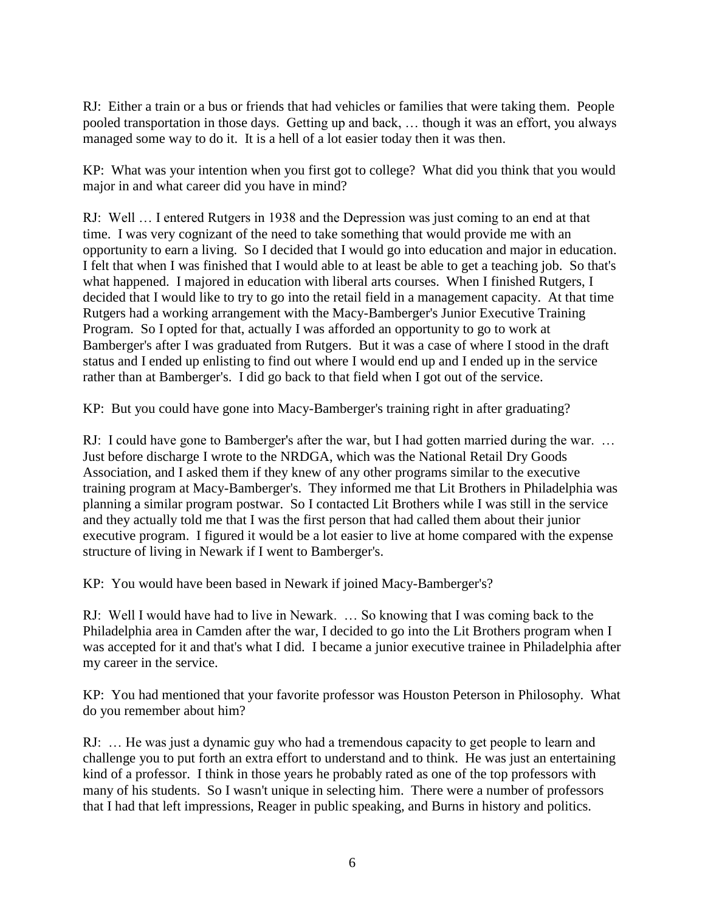RJ: Either a train or a bus or friends that had vehicles or families that were taking them. People pooled transportation in those days. Getting up and back, … though it was an effort, you always managed some way to do it. It is a hell of a lot easier today then it was then.

KP: What was your intention when you first got to college? What did you think that you would major in and what career did you have in mind?

RJ: Well … I entered Rutgers in 1938 and the Depression was just coming to an end at that time. I was very cognizant of the need to take something that would provide me with an opportunity to earn a living. So I decided that I would go into education and major in education. I felt that when I was finished that I would able to at least be able to get a teaching job. So that's what happened. I majored in education with liberal arts courses. When I finished Rutgers, I decided that I would like to try to go into the retail field in a management capacity. At that time Rutgers had a working arrangement with the Macy-Bamberger's Junior Executive Training Program. So I opted for that, actually I was afforded an opportunity to go to work at Bamberger's after I was graduated from Rutgers. But it was a case of where I stood in the draft status and I ended up enlisting to find out where I would end up and I ended up in the service rather than at Bamberger's. I did go back to that field when I got out of the service.

KP: But you could have gone into Macy-Bamberger's training right in after graduating?

RJ: I could have gone to Bamberger's after the war, but I had gotten married during the war. … Just before discharge I wrote to the NRDGA, which was the National Retail Dry Goods Association, and I asked them if they knew of any other programs similar to the executive training program at Macy-Bamberger's. They informed me that Lit Brothers in Philadelphia was planning a similar program postwar. So I contacted Lit Brothers while I was still in the service and they actually told me that I was the first person that had called them about their junior executive program. I figured it would be a lot easier to live at home compared with the expense structure of living in Newark if I went to Bamberger's.

KP: You would have been based in Newark if joined Macy-Bamberger's?

RJ: Well I would have had to live in Newark. … So knowing that I was coming back to the Philadelphia area in Camden after the war, I decided to go into the Lit Brothers program when I was accepted for it and that's what I did. I became a junior executive trainee in Philadelphia after my career in the service.

KP: You had mentioned that your favorite professor was Houston Peterson in Philosophy. What do you remember about him?

RJ: … He was just a dynamic guy who had a tremendous capacity to get people to learn and challenge you to put forth an extra effort to understand and to think. He was just an entertaining kind of a professor. I think in those years he probably rated as one of the top professors with many of his students. So I wasn't unique in selecting him. There were a number of professors that I had that left impressions, Reager in public speaking, and Burns in history and politics.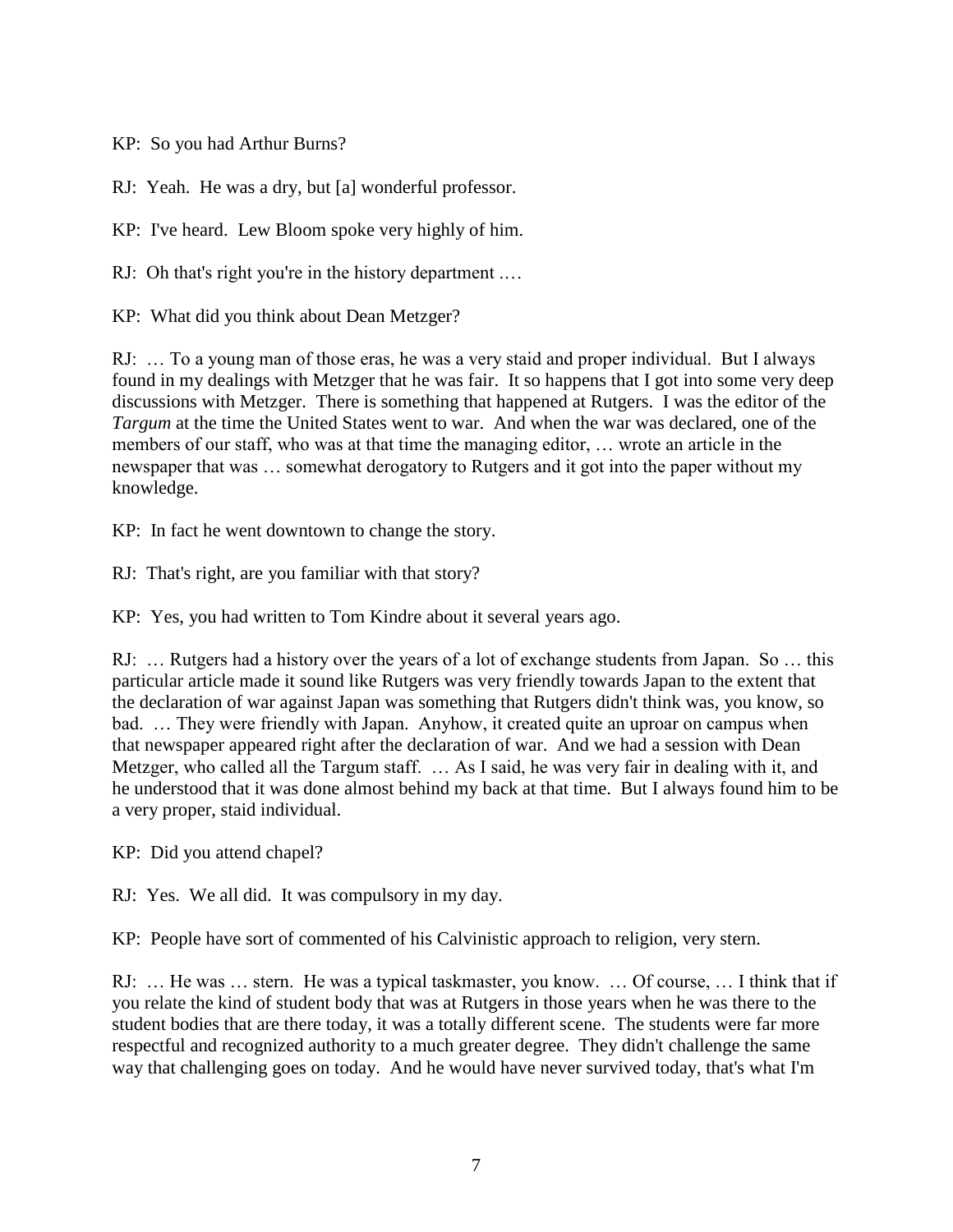KP: So you had Arthur Burns?

RJ: Yeah. He was a dry, but [a] wonderful professor.

KP: I've heard. Lew Bloom spoke very highly of him.

RJ: Oh that's right you're in the history department .…

KP: What did you think about Dean Metzger?

RJ: … To a young man of those eras, he was a very staid and proper individual. But I always found in my dealings with Metzger that he was fair. It so happens that I got into some very deep discussions with Metzger. There is something that happened at Rutgers. I was the editor of the *Targum* at the time the United States went to war. And when the war was declared, one of the members of our staff, who was at that time the managing editor, … wrote an article in the newspaper that was … somewhat derogatory to Rutgers and it got into the paper without my knowledge.

KP: In fact he went downtown to change the story.

RJ: That's right, are you familiar with that story?

KP: Yes, you had written to Tom Kindre about it several years ago.

RJ: … Rutgers had a history over the years of a lot of exchange students from Japan. So … this particular article made it sound like Rutgers was very friendly towards Japan to the extent that the declaration of war against Japan was something that Rutgers didn't think was, you know, so bad. … They were friendly with Japan. Anyhow, it created quite an uproar on campus when that newspaper appeared right after the declaration of war. And we had a session with Dean Metzger, who called all the Targum staff. … As I said, he was very fair in dealing with it, and he understood that it was done almost behind my back at that time. But I always found him to be a very proper, staid individual.

KP: Did you attend chapel?

RJ: Yes. We all did. It was compulsory in my day.

KP: People have sort of commented of his Calvinistic approach to religion, very stern.

RJ: … He was … stern. He was a typical taskmaster, you know. … Of course, … I think that if you relate the kind of student body that was at Rutgers in those years when he was there to the student bodies that are there today, it was a totally different scene. The students were far more respectful and recognized authority to a much greater degree. They didn't challenge the same way that challenging goes on today. And he would have never survived today, that's what I'm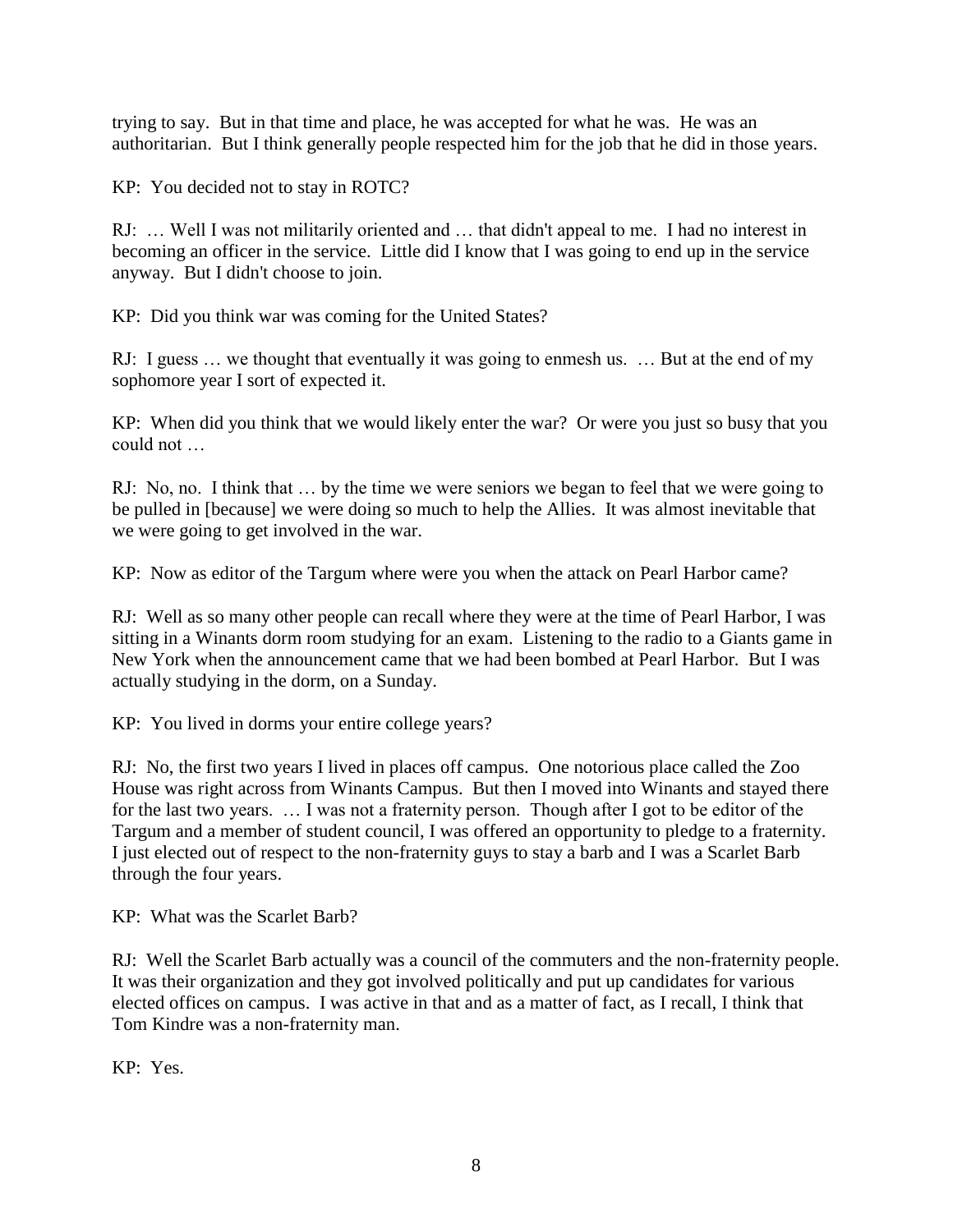trying to say. But in that time and place, he was accepted for what he was. He was an authoritarian. But I think generally people respected him for the job that he did in those years.

KP: You decided not to stay in ROTC?

RJ: … Well I was not militarily oriented and … that didn't appeal to me. I had no interest in becoming an officer in the service. Little did I know that I was going to end up in the service anyway. But I didn't choose to join.

KP: Did you think war was coming for the United States?

RJ: I guess … we thought that eventually it was going to enmesh us. … But at the end of my sophomore year I sort of expected it.

KP: When did you think that we would likely enter the war? Or were you just so busy that you could not …

RJ: No, no. I think that … by the time we were seniors we began to feel that we were going to be pulled in [because] we were doing so much to help the Allies. It was almost inevitable that we were going to get involved in the war.

KP: Now as editor of the Targum where were you when the attack on Pearl Harbor came?

RJ: Well as so many other people can recall where they were at the time of Pearl Harbor, I was sitting in a Winants dorm room studying for an exam. Listening to the radio to a Giants game in New York when the announcement came that we had been bombed at Pearl Harbor. But I was actually studying in the dorm, on a Sunday.

KP: You lived in dorms your entire college years?

RJ: No, the first two years I lived in places off campus. One notorious place called the Zoo House was right across from Winants Campus. But then I moved into Winants and stayed there for the last two years. … I was not a fraternity person. Though after I got to be editor of the Targum and a member of student council, I was offered an opportunity to pledge to a fraternity. I just elected out of respect to the non-fraternity guys to stay a barb and I was a Scarlet Barb through the four years.

KP: What was the Scarlet Barb?

RJ: Well the Scarlet Barb actually was a council of the commuters and the non-fraternity people. It was their organization and they got involved politically and put up candidates for various elected offices on campus. I was active in that and as a matter of fact, as I recall, I think that Tom Kindre was a non-fraternity man.

KP: Yes.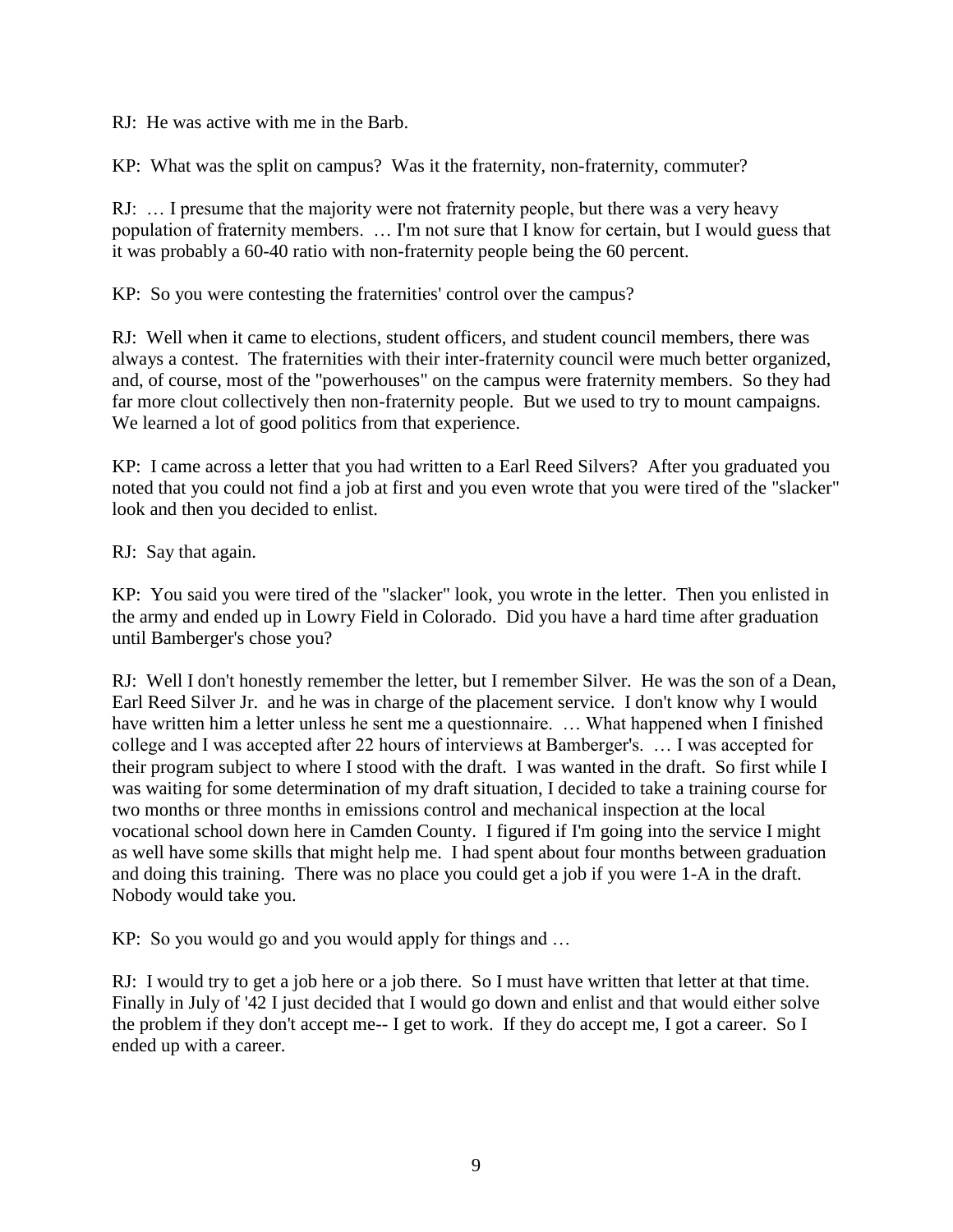RJ: He was active with me in the Barb.

KP: What was the split on campus? Was it the fraternity, non-fraternity, commuter?

RJ: … I presume that the majority were not fraternity people, but there was a very heavy population of fraternity members. … I'm not sure that I know for certain, but I would guess that it was probably a 60-40 ratio with non-fraternity people being the 60 percent.

KP: So you were contesting the fraternities' control over the campus?

RJ: Well when it came to elections, student officers, and student council members, there was always a contest. The fraternities with their inter-fraternity council were much better organized, and, of course, most of the "powerhouses" on the campus were fraternity members. So they had far more clout collectively then non-fraternity people. But we used to try to mount campaigns. We learned a lot of good politics from that experience.

KP: I came across a letter that you had written to a Earl Reed Silvers? After you graduated you noted that you could not find a job at first and you even wrote that you were tired of the "slacker" look and then you decided to enlist.

RJ: Say that again.

KP: You said you were tired of the "slacker" look, you wrote in the letter. Then you enlisted in the army and ended up in Lowry Field in Colorado. Did you have a hard time after graduation until Bamberger's chose you?

RJ: Well I don't honestly remember the letter, but I remember Silver. He was the son of a Dean, Earl Reed Silver Jr. and he was in charge of the placement service. I don't know why I would have written him a letter unless he sent me a questionnaire. … What happened when I finished college and I was accepted after 22 hours of interviews at Bamberger's. … I was accepted for their program subject to where I stood with the draft. I was wanted in the draft. So first while I was waiting for some determination of my draft situation, I decided to take a training course for two months or three months in emissions control and mechanical inspection at the local vocational school down here in Camden County. I figured if I'm going into the service I might as well have some skills that might help me. I had spent about four months between graduation and doing this training. There was no place you could get a job if you were 1-A in the draft. Nobody would take you.

KP: So you would go and you would apply for things and …

RJ: I would try to get a job here or a job there. So I must have written that letter at that time. Finally in July of '42 I just decided that I would go down and enlist and that would either solve the problem if they don't accept me-- I get to work. If they do accept me, I got a career. So I ended up with a career.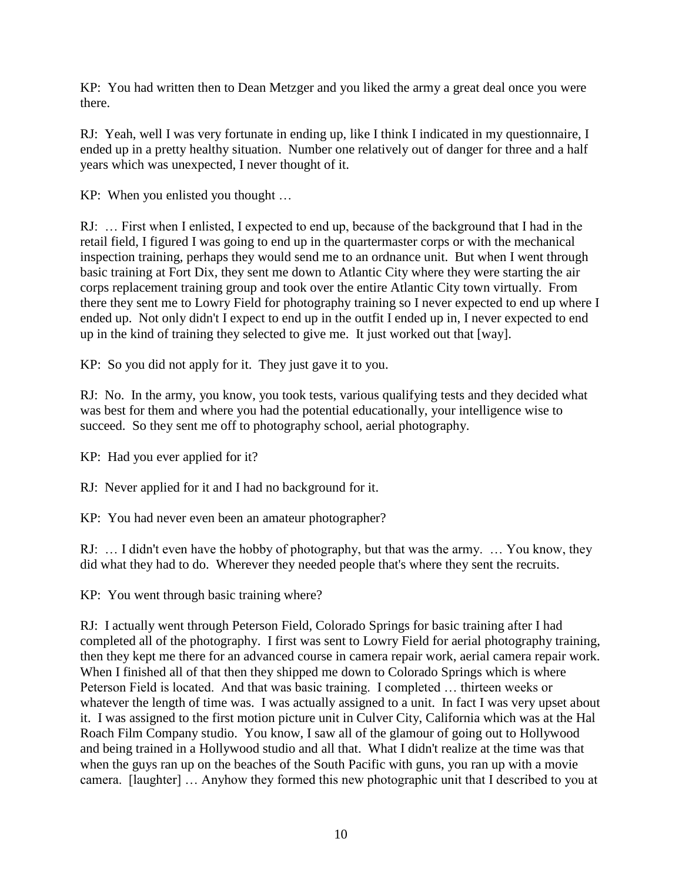KP: You had written then to Dean Metzger and you liked the army a great deal once you were there.

RJ: Yeah, well I was very fortunate in ending up, like I think I indicated in my questionnaire, I ended up in a pretty healthy situation. Number one relatively out of danger for three and a half years which was unexpected, I never thought of it.

KP: When you enlisted you thought …

RJ: … First when I enlisted, I expected to end up, because of the background that I had in the retail field, I figured I was going to end up in the quartermaster corps or with the mechanical inspection training, perhaps they would send me to an ordnance unit. But when I went through basic training at Fort Dix, they sent me down to Atlantic City where they were starting the air corps replacement training group and took over the entire Atlantic City town virtually. From there they sent me to Lowry Field for photography training so I never expected to end up where I ended up. Not only didn't I expect to end up in the outfit I ended up in, I never expected to end up in the kind of training they selected to give me. It just worked out that [way].

KP: So you did not apply for it. They just gave it to you.

RJ: No. In the army, you know, you took tests, various qualifying tests and they decided what was best for them and where you had the potential educationally, your intelligence wise to succeed. So they sent me off to photography school, aerial photography.

KP: Had you ever applied for it?

RJ: Never applied for it and I had no background for it.

KP: You had never even been an amateur photographer?

RJ: … I didn't even have the hobby of photography, but that was the army. … You know, they did what they had to do. Wherever they needed people that's where they sent the recruits.

KP: You went through basic training where?

RJ: I actually went through Peterson Field, Colorado Springs for basic training after I had completed all of the photography. I first was sent to Lowry Field for aerial photography training, then they kept me there for an advanced course in camera repair work, aerial camera repair work. When I finished all of that then they shipped me down to Colorado Springs which is where Peterson Field is located. And that was basic training. I completed … thirteen weeks or whatever the length of time was. I was actually assigned to a unit. In fact I was very upset about it. I was assigned to the first motion picture unit in Culver City, California which was at the Hal Roach Film Company studio. You know, I saw all of the glamour of going out to Hollywood and being trained in a Hollywood studio and all that. What I didn't realize at the time was that when the guys ran up on the beaches of the South Pacific with guns, you ran up with a movie camera. [laughter] … Anyhow they formed this new photographic unit that I described to you at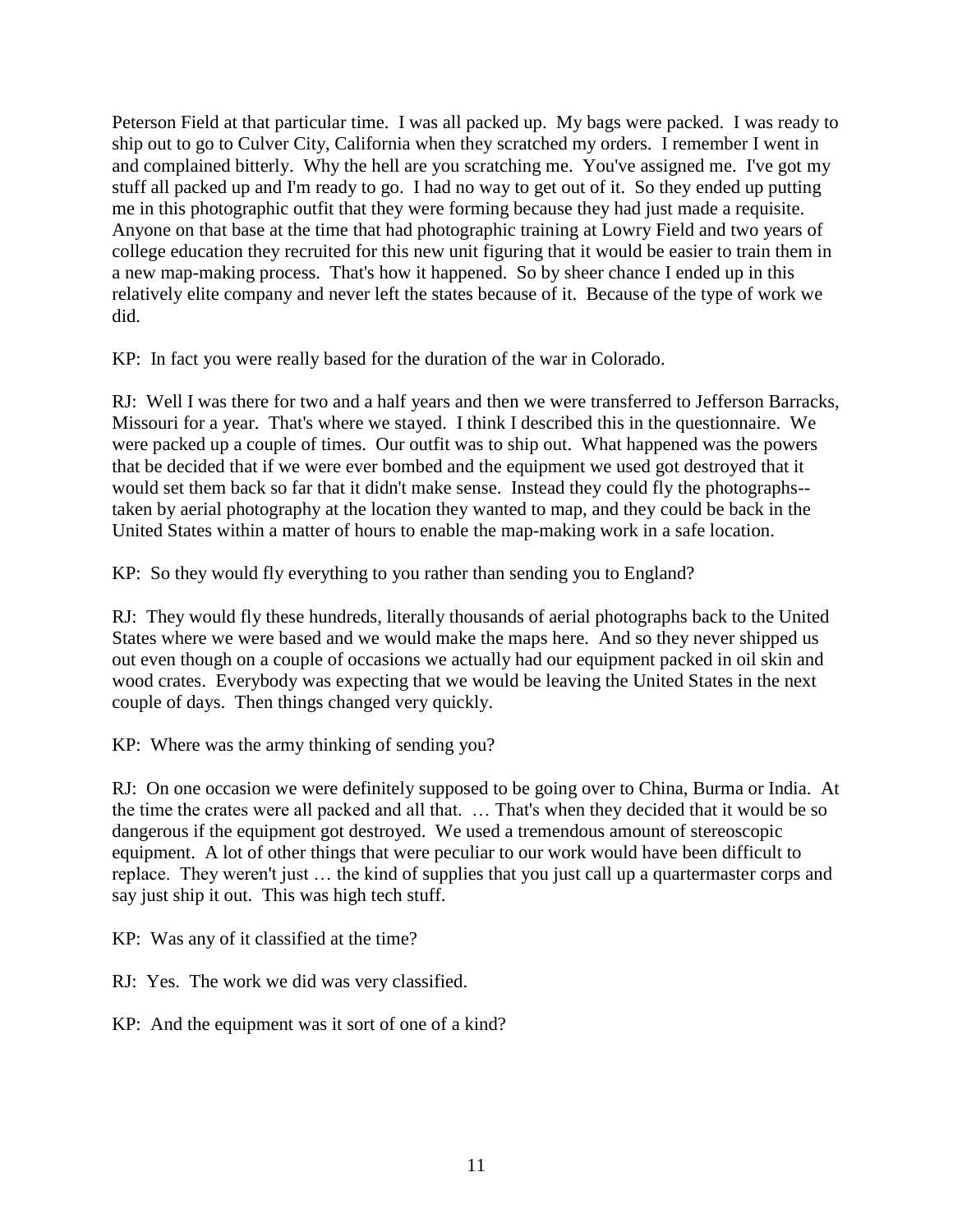Peterson Field at that particular time. I was all packed up. My bags were packed. I was ready to ship out to go to Culver City, California when they scratched my orders. I remember I went in and complained bitterly. Why the hell are you scratching me. You've assigned me. I've got my stuff all packed up and I'm ready to go. I had no way to get out of it. So they ended up putting me in this photographic outfit that they were forming because they had just made a requisite. Anyone on that base at the time that had photographic training at Lowry Field and two years of college education they recruited for this new unit figuring that it would be easier to train them in a new map-making process. That's how it happened. So by sheer chance I ended up in this relatively elite company and never left the states because of it. Because of the type of work we did.

KP: In fact you were really based for the duration of the war in Colorado.

RJ: Well I was there for two and a half years and then we were transferred to Jefferson Barracks, Missouri for a year. That's where we stayed. I think I described this in the questionnaire. We were packed up a couple of times. Our outfit was to ship out. What happened was the powers that be decided that if we were ever bombed and the equipment we used got destroyed that it would set them back so far that it didn't make sense. Instead they could fly the photographs--taken by aerial photography at the location they wanted to map, and they could be back in the United States within a matter of hours to enable the map-making work in a safe location.

KP: So they would fly everything to you rather than sending you to England?

RJ: They would fly these hundreds, literally thousands of aerial photographs back to the United States where we were based and we would make the maps here. And so they never shipped us out even though on a couple of occasions we actually had our equipment packed in oil skin and wood crates. Everybody was expecting that we would be leaving the United States in the next couple of days. Then things changed very quickly.

KP: Where was the army thinking of sending you?

RJ: On one occasion we were definitely supposed to be going over to China, Burma or India. At the time the crates were all packed and all that. … That's when they decided that it would be so dangerous if the equipment got destroyed. We used a tremendous amount of stereoscopic equipment. A lot of other things that were peculiar to our work would have been difficult to replace. They weren't just … the kind of supplies that you just call up a quartermaster corps and say just ship it out. This was high tech stuff.

KP: Was any of it classified at the time?

RJ: Yes. The work we did was very classified.

KP: And the equipment was it sort of one of a kind?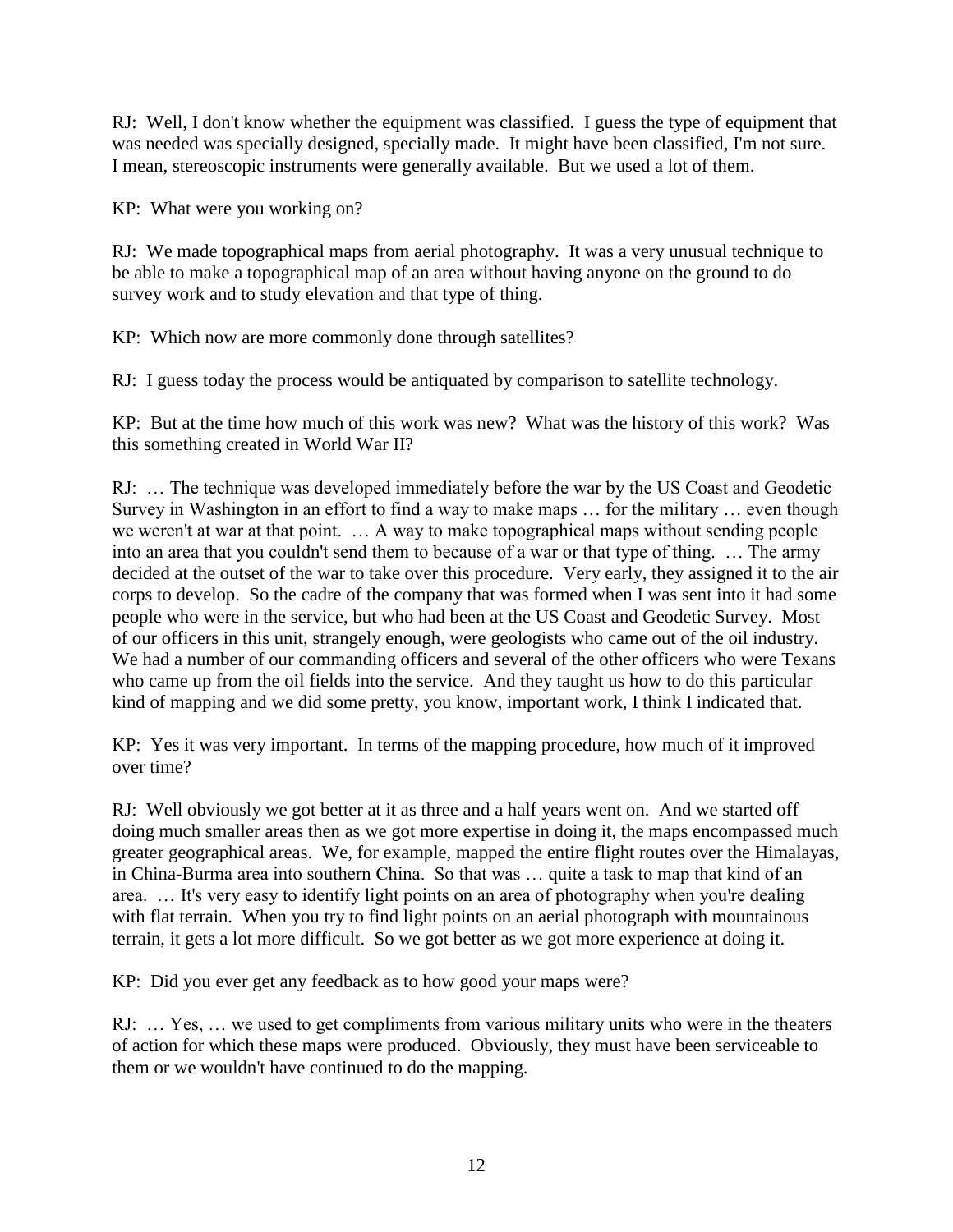RJ: Well, I don't know whether the equipment was classified. I guess the type of equipment that was needed was specially designed, specially made. It might have been classified, I'm not sure. I mean, stereoscopic instruments were generally available. But we used a lot of them.

KP: What were you working on?

RJ: We made topographical maps from aerial photography. It was a very unusual technique to be able to make a topographical map of an area without having anyone on the ground to do survey work and to study elevation and that type of thing.

KP: Which now are more commonly done through satellites?

RJ: I guess today the process would be antiquated by comparison to satellite technology.

KP: But at the time how much of this work was new? What was the history of this work? Was this something created in World War II?

RJ: … The technique was developed immediately before the war by the US Coast and Geodetic Survey in Washington in an effort to find a way to make maps … for the military … even though we weren't at war at that point. … A way to make topographical maps without sending people into an area that you couldn't send them to because of a war or that type of thing. … The army decided at the outset of the war to take over this procedure. Very early, they assigned it to the air corps to develop. So the cadre of the company that was formed when I was sent into it had some people who were in the service, but who had been at the US Coast and Geodetic Survey. Most of our officers in this unit, strangely enough, were geologists who came out of the oil industry. We had a number of our commanding officers and several of the other officers who were Texans who came up from the oil fields into the service. And they taught us how to do this particular kind of mapping and we did some pretty, you know, important work, I think I indicated that.

KP: Yes it was very important. In terms of the mapping procedure, how much of it improved over time?

RJ: Well obviously we got better at it as three and a half years went on. And we started off doing much smaller areas then as we got more expertise in doing it, the maps encompassed much greater geographical areas. We, for example, mapped the entire flight routes over the Himalayas, in China-Burma area into southern China. So that was … quite a task to map that kind of an area. … It's very easy to identify light points on an area of photography when you're dealing with flat terrain. When you try to find light points on an aerial photograph with mountainous terrain, it gets a lot more difficult. So we got better as we got more experience at doing it.

KP: Did you ever get any feedback as to how good your maps were?

RJ: … Yes, … we used to get compliments from various military units who were in the theaters of action for which these maps were produced. Obviously, they must have been serviceable to them or we wouldn't have continued to do the mapping.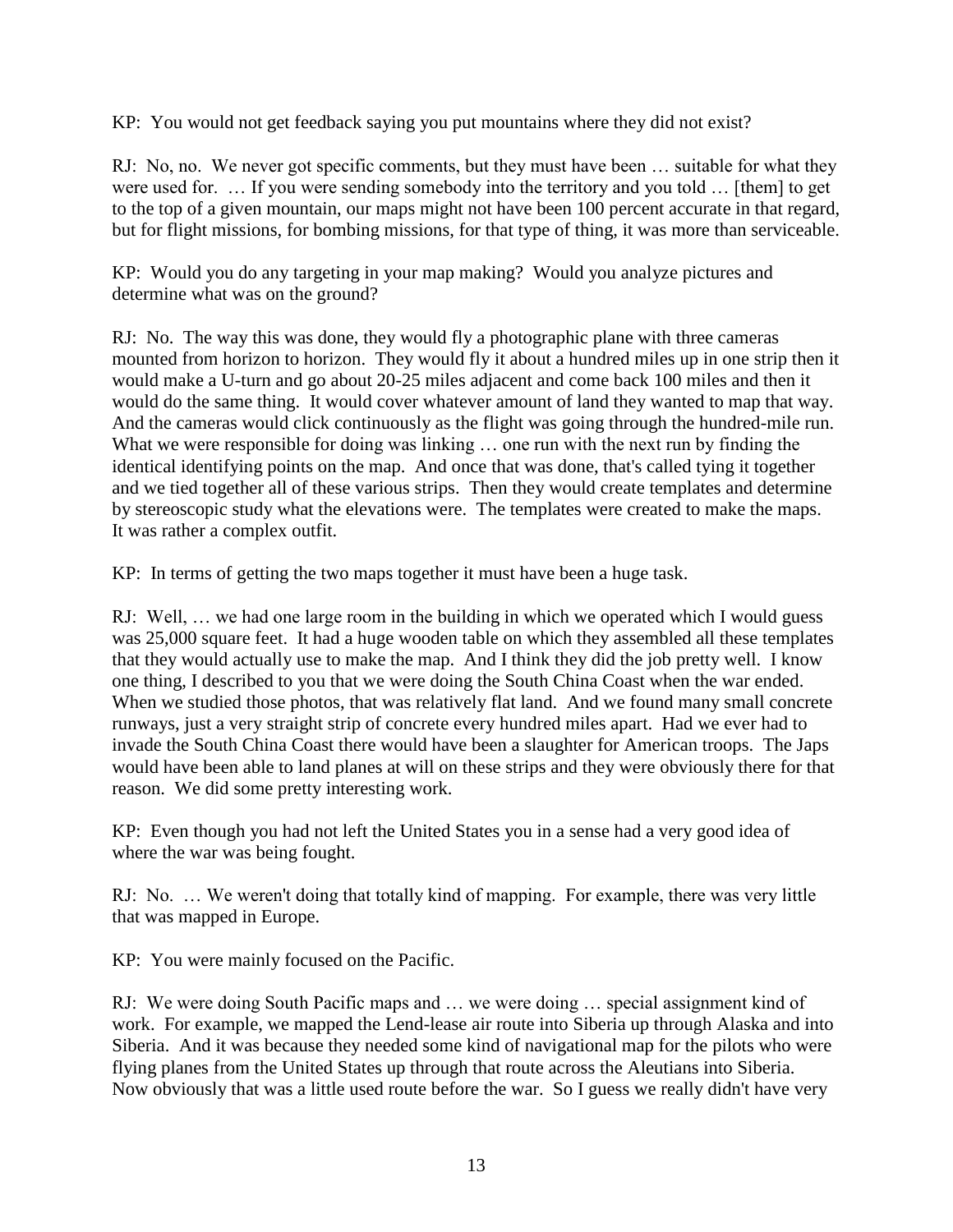KP: You would not get feedback saying you put mountains where they did not exist?

RJ: No, no. We never got specific comments, but they must have been … suitable for what they were used for. … If you were sending somebody into the territory and you told … [them] to get to the top of a given mountain, our maps might not have been 100 percent accurate in that regard, but for flight missions, for bombing missions, for that type of thing, it was more than serviceable.

KP: Would you do any targeting in your map making? Would you analyze pictures and determine what was on the ground?

RJ: No. The way this was done, they would fly a photographic plane with three cameras mounted from horizon to horizon. They would fly it about a hundred miles up in one strip then it would make a U-turn and go about 20-25 miles adjacent and come back 100 miles and then it would do the same thing. It would cover whatever amount of land they wanted to map that way. And the cameras would click continuously as the flight was going through the hundred-mile run. What we were responsible for doing was linking … one run with the next run by finding the identical identifying points on the map. And once that was done, that's called tying it together and we tied together all of these various strips. Then they would create templates and determine by stereoscopic study what the elevations were. The templates were created to make the maps. It was rather a complex outfit.

KP: In terms of getting the two maps together it must have been a huge task.

RJ: Well, … we had one large room in the building in which we operated which I would guess was 25,000 square feet. It had a huge wooden table on which they assembled all these templates that they would actually use to make the map. And I think they did the job pretty well. I know one thing, I described to you that we were doing the South China Coast when the war ended. When we studied those photos, that was relatively flat land. And we found many small concrete runways, just a very straight strip of concrete every hundred miles apart. Had we ever had to invade the South China Coast there would have been a slaughter for American troops. The Japs would have been able to land planes at will on these strips and they were obviously there for that reason. We did some pretty interesting work.

KP: Even though you had not left the United States you in a sense had a very good idea of where the war was being fought.

RJ: No. … We weren't doing that totally kind of mapping. For example, there was very little that was mapped in Europe.

KP: You were mainly focused on the Pacific.

RJ: We were doing South Pacific maps and … we were doing … special assignment kind of work. For example, we mapped the Lend-lease air route into Siberia up through Alaska and into Siberia. And it was because they needed some kind of navigational map for the pilots who were flying planes from the United States up through that route across the Aleutians into Siberia. Now obviously that was a little used route before the war. So I guess we really didn't have very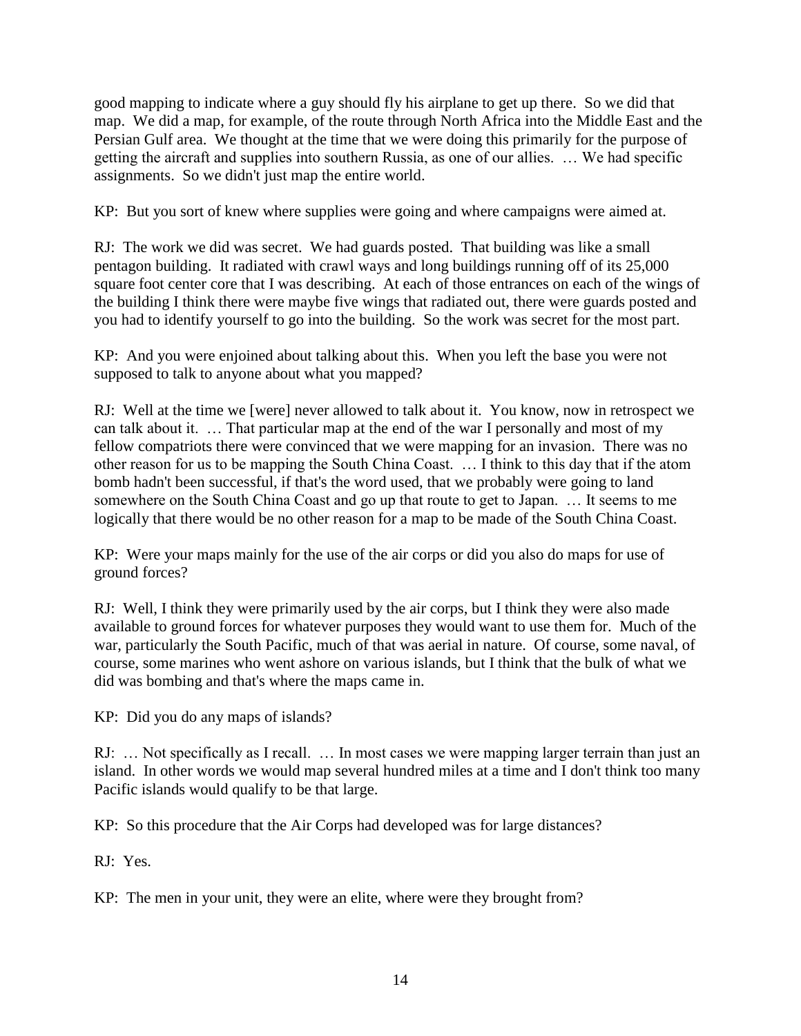good mapping to indicate where a guy should fly his airplane to get up there. So we did that map. We did a map, for example, of the route through North Africa into the Middle East and the Persian Gulf area. We thought at the time that we were doing this primarily for the purpose of getting the aircraft and supplies into southern Russia, as one of our allies. … We had specific assignments. So we didn't just map the entire world.

KP: But you sort of knew where supplies were going and where campaigns were aimed at.

RJ: The work we did was secret. We had guards posted. That building was like a small pentagon building. It radiated with crawl ways and long buildings running off of its 25,000 square foot center core that I was describing. At each of those entrances on each of the wings of the building I think there were maybe five wings that radiated out, there were guards posted and you had to identify yourself to go into the building. So the work was secret for the most part.

KP: And you were enjoined about talking about this. When you left the base you were not supposed to talk to anyone about what you mapped?

RJ: Well at the time we [were] never allowed to talk about it. You know, now in retrospect we can talk about it. … That particular map at the end of the war I personally and most of my fellow compatriots there were convinced that we were mapping for an invasion. There was no other reason for us to be mapping the South China Coast. … I think to this day that if the atom bomb hadn't been successful, if that's the word used, that we probably were going to land somewhere on the South China Coast and go up that route to get to Japan. … It seems to me logically that there would be no other reason for a map to be made of the South China Coast.

KP: Were your maps mainly for the use of the air corps or did you also do maps for use of ground forces?

RJ: Well, I think they were primarily used by the air corps, but I think they were also made available to ground forces for whatever purposes they would want to use them for. Much of the war, particularly the South Pacific, much of that was aerial in nature. Of course, some naval, of course, some marines who went ashore on various islands, but I think that the bulk of what we did was bombing and that's where the maps came in.

KP: Did you do any maps of islands?

RJ: … Not specifically as I recall. … In most cases we were mapping larger terrain than just an island. In other words we would map several hundred miles at a time and I don't think too many Pacific islands would qualify to be that large.

KP: So this procedure that the Air Corps had developed was for large distances?

RJ: Yes.

KP: The men in your unit, they were an elite, where were they brought from?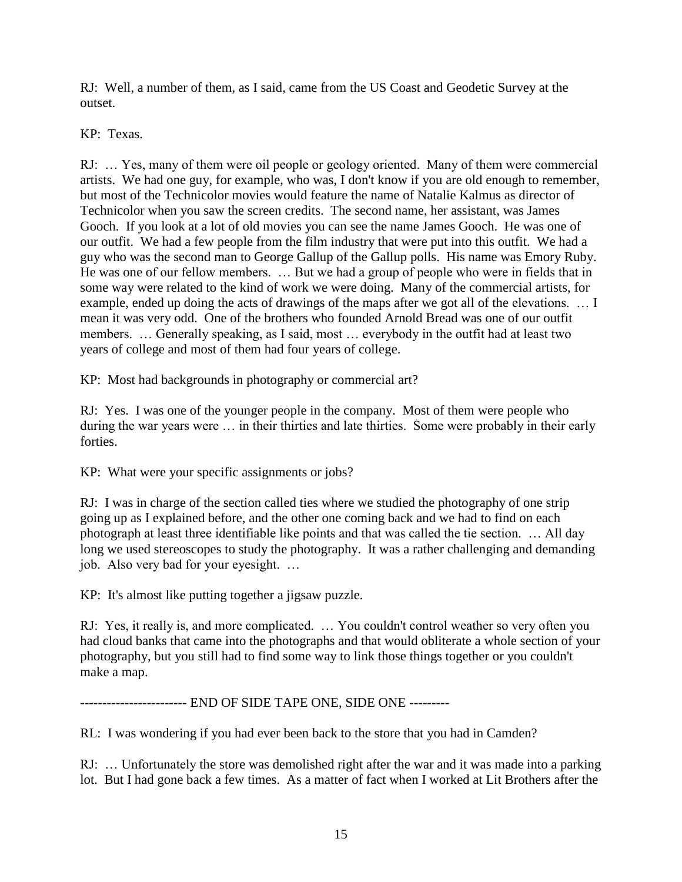RJ: Well, a number of them, as I said, came from the US Coast and Geodetic Survey at the outset.

KP: Texas.

RJ: … Yes, many of them were oil people or geology oriented. Many of them were commercial artists. We had one guy, for example, who was, I don't know if you are old enough to remember, but most of the Technicolor movies would feature the name of Natalie Kalmus as director of Technicolor when you saw the screen credits. The second name, her assistant, was James Gooch. If you look at a lot of old movies you can see the name James Gooch. He was one of our outfit. We had a few people from the film industry that were put into this outfit. We had a guy who was the second man to George Gallup of the Gallup polls. His name was Emory Ruby. He was one of our fellow members. … But we had a group of people who were in fields that in some way were related to the kind of work we were doing. Many of the commercial artists, for example, ended up doing the acts of drawings of the maps after we got all of the elevations. … I mean it was very odd. One of the brothers who founded Arnold Bread was one of our outfit members. … Generally speaking, as I said, most … everybody in the outfit had at least two years of college and most of them had four years of college.

KP: Most had backgrounds in photography or commercial art?

RJ: Yes. I was one of the younger people in the company. Most of them were people who during the war years were … in their thirties and late thirties. Some were probably in their early forties.

KP: What were your specific assignments or jobs?

RJ: I was in charge of the section called ties where we studied the photography of one strip going up as I explained before, and the other one coming back and we had to find on each photograph at least three identifiable like points and that was called the tie section. … All day long we used stereoscopes to study the photography. It was a rather challenging and demanding job. Also very bad for your eyesight. …

KP: It's almost like putting together a jigsaw puzzle.

RJ: Yes, it really is, and more complicated. … You couldn't control weather so very often you had cloud banks that came into the photographs and that would obliterate a whole section of your photography, but you still had to find some way to link those things together or you couldn't make a map.

------------------------ END OF SIDE TAPE ONE, SIDE ONE ---------

RL: I was wondering if you had ever been back to the store that you had in Camden?

RJ: … Unfortunately the store was demolished right after the war and it was made into a parking lot. But I had gone back a few times. As a matter of fact when I worked at Lit Brothers after the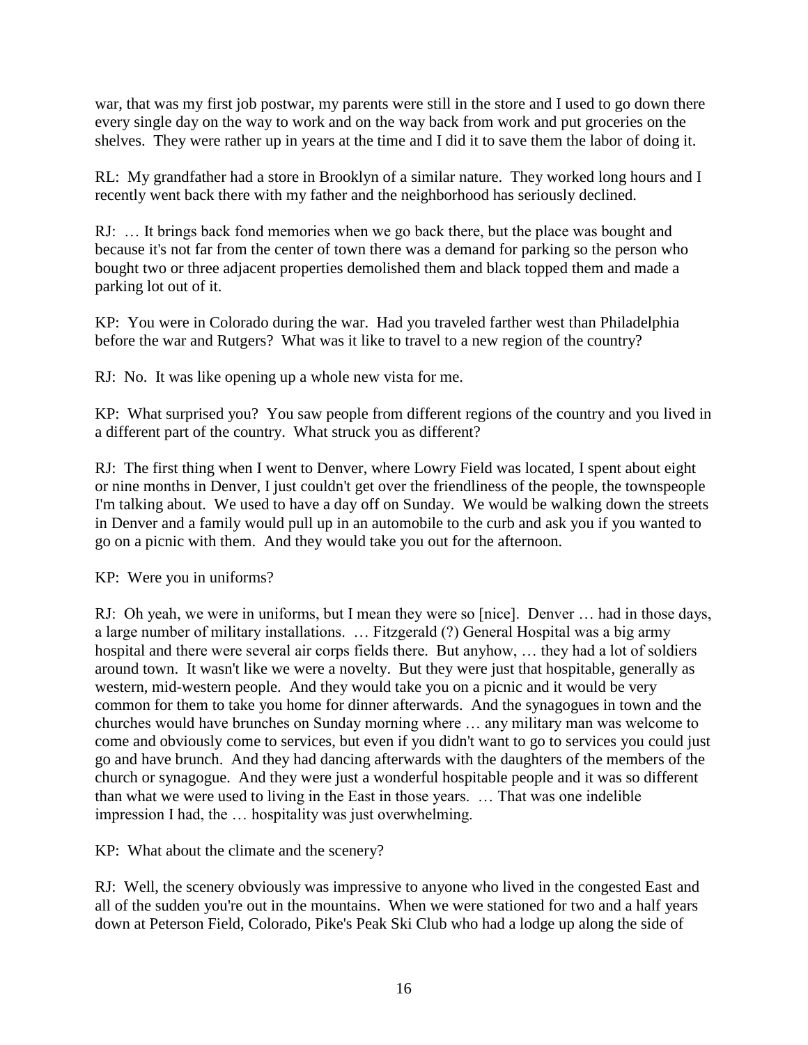war, that was my first job postwar, my parents were still in the store and I used to go down there every single day on the way to work and on the way back from work and put groceries on the shelves. They were rather up in years at the time and I did it to save them the labor of doing it.

RL: My grandfather had a store in Brooklyn of a similar nature. They worked long hours and I recently went back there with my father and the neighborhood has seriously declined.

RJ: … It brings back fond memories when we go back there, but the place was bought and because it's not far from the center of town there was a demand for parking so the person who bought two or three adjacent properties demolished them and black topped them and made a parking lot out of it.

KP: You were in Colorado during the war. Had you traveled farther west than Philadelphia before the war and Rutgers? What was it like to travel to a new region of the country?

RJ: No. It was like opening up a whole new vista for me.

KP: What surprised you? You saw people from different regions of the country and you lived in a different part of the country. What struck you as different?

RJ: The first thing when I went to Denver, where Lowry Field was located, I spent about eight or nine months in Denver, I just couldn't get over the friendliness of the people, the townspeople I'm talking about. We used to have a day off on Sunday. We would be walking down the streets in Denver and a family would pull up in an automobile to the curb and ask you if you wanted to go on a picnic with them. And they would take you out for the afternoon.

KP: Were you in uniforms?

RJ: Oh yeah, we were in uniforms, but I mean they were so [nice]. Denver … had in those days, a large number of military installations. … Fitzgerald (?) General Hospital was a big army hospital and there were several air corps fields there. But anyhow, … they had a lot of soldiers around town. It wasn't like we were a novelty. But they were just that hospitable, generally as western, mid-western people. And they would take you on a picnic and it would be very common for them to take you home for dinner afterwards. And the synagogues in town and the churches would have brunches on Sunday morning where … any military man was welcome to come and obviously come to services, but even if you didn't want to go to services you could just go and have brunch. And they had dancing afterwards with the daughters of the members of the church or synagogue. And they were just a wonderful hospitable people and it was so different than what we were used to living in the East in those years. … That was one indelible impression I had, the … hospitality was just overwhelming.

KP: What about the climate and the scenery?

RJ: Well, the scenery obviously was impressive to anyone who lived in the congested East and all of the sudden you're out in the mountains. When we were stationed for two and a half years down at Peterson Field, Colorado, Pike's Peak Ski Club who had a lodge up along the side of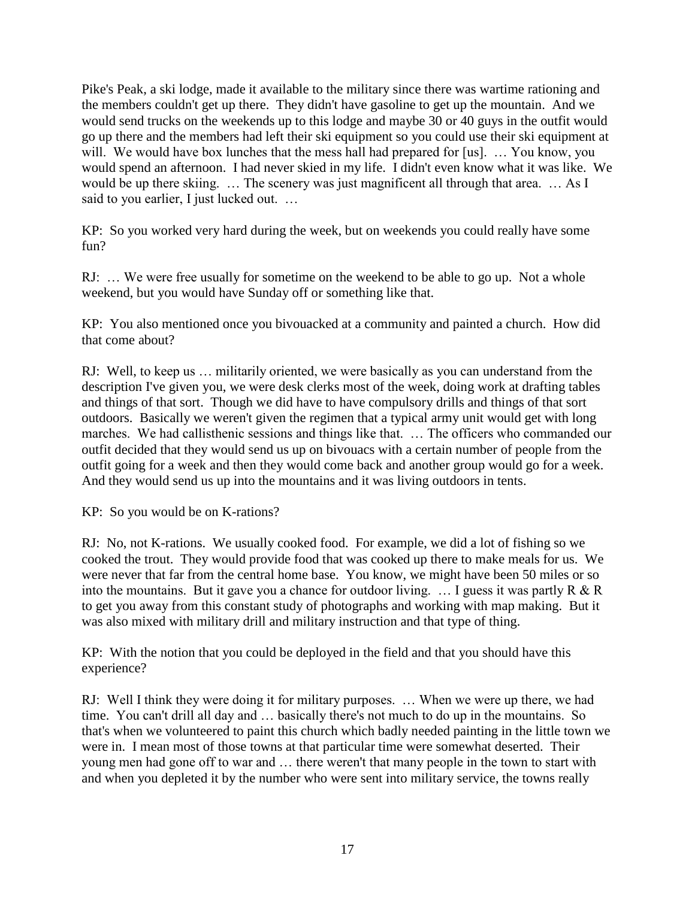Pike's Peak, a ski lodge, made it available to the military since there was wartime rationing and the members couldn't get up there. They didn't have gasoline to get up the mountain. And we would send trucks on the weekends up to this lodge and maybe 30 or 40 guys in the outfit would go up there and the members had left their ski equipment so you could use their ski equipment at will. We would have box lunches that the mess hall had prepared for [us]. … You know, you would spend an afternoon. I had never skied in my life. I didn't even know what it was like. We would be up there skiing. … The scenery was just magnificent all through that area. … As I said to you earlier, I just lucked out. …

KP: So you worked very hard during the week, but on weekends you could really have some fun?

RJ: … We were free usually for sometime on the weekend to be able to go up. Not a whole weekend, but you would have Sunday off or something like that.

KP: You also mentioned once you bivouacked at a community and painted a church. How did that come about?

RJ: Well, to keep us … militarily oriented, we were basically as you can understand from the description I've given you, we were desk clerks most of the week, doing work at drafting tables and things of that sort. Though we did have to have compulsory drills and things of that sort outdoors. Basically we weren't given the regimen that a typical army unit would get with long marches. We had callisthenic sessions and things like that. … The officers who commanded our outfit decided that they would send us up on bivouacs with a certain number of people from the outfit going for a week and then they would come back and another group would go for a week. And they would send us up into the mountains and it was living outdoors in tents.

KP: So you would be on K-rations?

RJ: No, not K-rations. We usually cooked food. For example, we did a lot of fishing so we cooked the trout. They would provide food that was cooked up there to make meals for us. We were never that far from the central home base. You know, we might have been 50 miles or so into the mountains. But it gave you a chance for outdoor living. … I guess it was partly R & R to get you away from this constant study of photographs and working with map making. But it was also mixed with military drill and military instruction and that type of thing.

KP: With the notion that you could be deployed in the field and that you should have this experience?

RJ: Well I think they were doing it for military purposes. … When we were up there, we had time. You can't drill all day and … basically there's not much to do up in the mountains. So that's when we volunteered to paint this church which badly needed painting in the little town we were in. I mean most of those towns at that particular time were somewhat deserted. Their young men had gone off to war and … there weren't that many people in the town to start with and when you depleted it by the number who were sent into military service, the towns really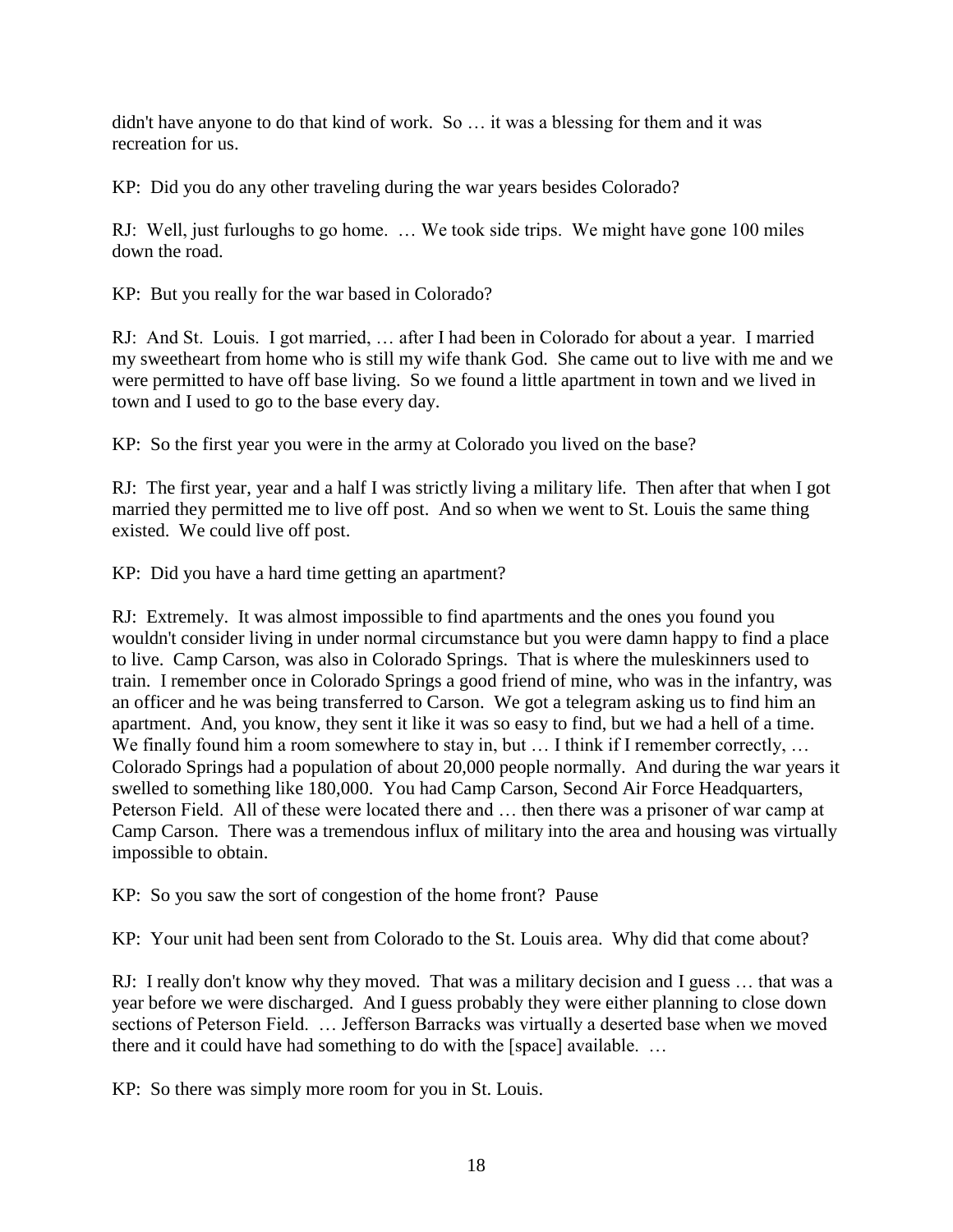didn't have anyone to do that kind of work. So … it was a blessing for them and it was recreation for us.

KP: Did you do any other traveling during the war years besides Colorado?

RJ: Well, just furloughs to go home. … We took side trips. We might have gone 100 miles down the road.

KP: But you really for the war based in Colorado?

RJ: And St. Louis. I got married, … after I had been in Colorado for about a year. I married my sweetheart from home who is still my wife thank God. She came out to live with me and we were permitted to have off base living. So we found a little apartment in town and we lived in town and I used to go to the base every day.

KP: So the first year you were in the army at Colorado you lived on the base?

RJ: The first year, year and a half I was strictly living a military life. Then after that when I got married they permitted me to live off post. And so when we went to St. Louis the same thing existed. We could live off post.

KP: Did you have a hard time getting an apartment?

RJ: Extremely. It was almost impossible to find apartments and the ones you found you wouldn't consider living in under normal circumstance but you were damn happy to find a place to live. Camp Carson, was also in Colorado Springs. That is where the muleskinners used to train. I remember once in Colorado Springs a good friend of mine, who was in the infantry, was an officer and he was being transferred to Carson. We got a telegram asking us to find him an apartment. And, you know, they sent it like it was so easy to find, but we had a hell of a time. We finally found him a room somewhere to stay in, but … I think if I remember correctly, … Colorado Springs had a population of about 20,000 people normally. And during the war years it swelled to something like 180,000. You had Camp Carson, Second Air Force Headquarters, Peterson Field. All of these were located there and … then there was a prisoner of war camp at Camp Carson. There was a tremendous influx of military into the area and housing was virtually impossible to obtain.

KP: So you saw the sort of congestion of the home front? Pause

KP: Your unit had been sent from Colorado to the St. Louis area. Why did that come about?

RJ: I really don't know why they moved. That was a military decision and I guess … that was a year before we were discharged. And I guess probably they were either planning to close down sections of Peterson Field. … Jefferson Barracks was virtually a deserted base when we moved there and it could have had something to do with the [space] available. …

KP: So there was simply more room for you in St. Louis.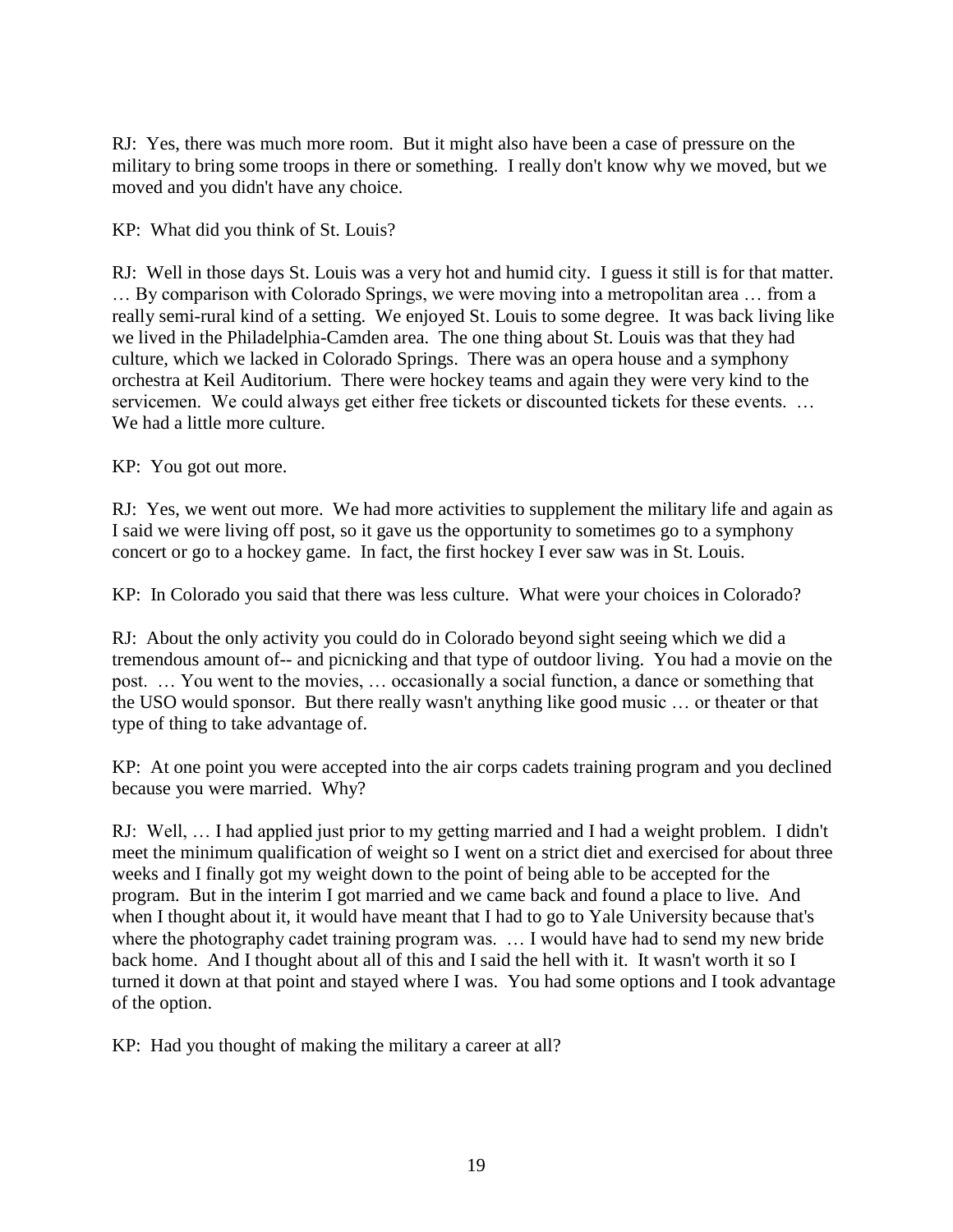RJ: Yes, there was much more room. But it might also have been a case of pressure on the military to bring some troops in there or something. I really don't know why we moved, but we moved and you didn't have any choice.

KP: What did you think of St. Louis?

RJ: Well in those days St. Louis was a very hot and humid city. I guess it still is for that matter. … By comparison with Colorado Springs, we were moving into a metropolitan area … from a really semi-rural kind of a setting. We enjoyed St. Louis to some degree. It was back living like we lived in the Philadelphia-Camden area. The one thing about St. Louis was that they had culture, which we lacked in Colorado Springs. There was an opera house and a symphony orchestra at Keil Auditorium. There were hockey teams and again they were very kind to the servicemen. We could always get either free tickets or discounted tickets for these events. … We had a little more culture.

KP: You got out more.

RJ: Yes, we went out more. We had more activities to supplement the military life and again as I said we were living off post, so it gave us the opportunity to sometimes go to a symphony concert or go to a hockey game. In fact, the first hockey I ever saw was in St. Louis.

KP: In Colorado you said that there was less culture. What were your choices in Colorado?

RJ: About the only activity you could do in Colorado beyond sight seeing which we did a tremendous amount of-- and picnicking and that type of outdoor living. You had a movie on the post. … You went to the movies, … occasionally a social function, a dance or something that the USO would sponsor. But there really wasn't anything like good music … or theater or that type of thing to take advantage of.

KP: At one point you were accepted into the air corps cadets training program and you declined because you were married. Why?

RJ: Well, … I had applied just prior to my getting married and I had a weight problem. I didn't meet the minimum qualification of weight so I went on a strict diet and exercised for about three weeks and I finally got my weight down to the point of being able to be accepted for the program. But in the interim I got married and we came back and found a place to live. And when I thought about it, it would have meant that I had to go to Yale University because that's where the photography cadet training program was. … I would have had to send my new bride back home. And I thought about all of this and I said the hell with it. It wasn't worth it so I turned it down at that point and stayed where I was. You had some options and I took advantage of the option.

KP: Had you thought of making the military a career at all?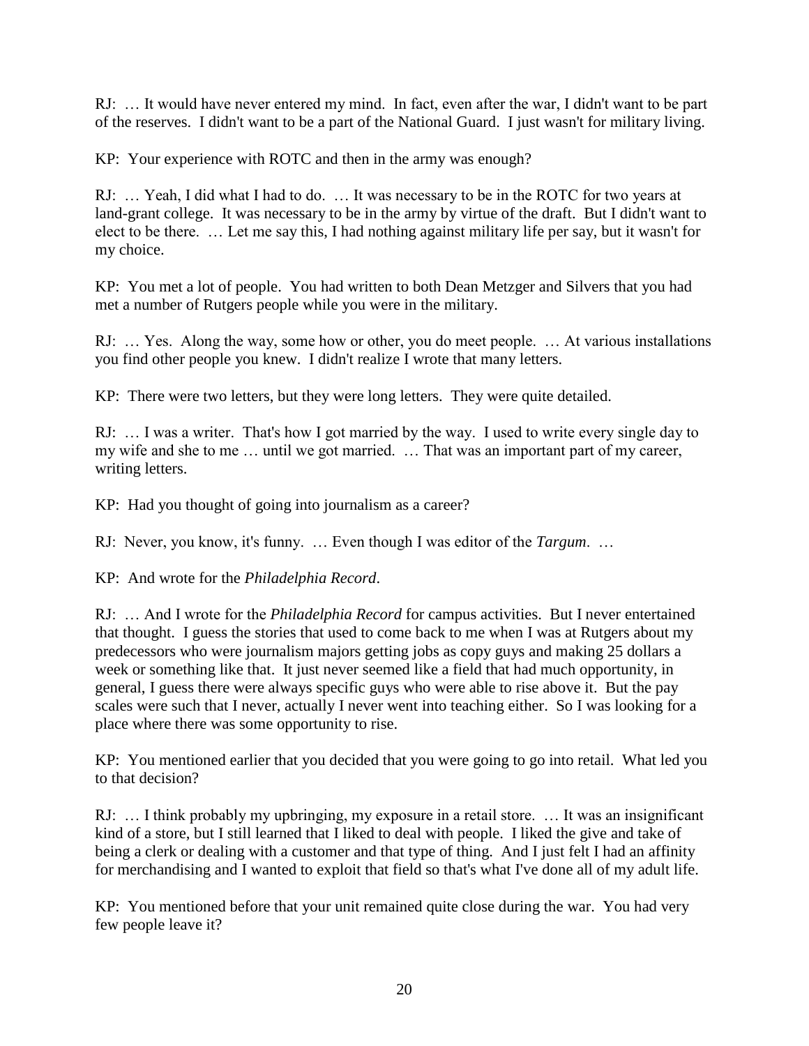RJ: … It would have never entered my mind. In fact, even after the war, I didn't want to be part of the reserves. I didn't want to be a part of the National Guard. I just wasn't for military living.

KP: Your experience with ROTC and then in the army was enough?

RJ: … Yeah, I did what I had to do. … It was necessary to be in the ROTC for two years at land-grant college. It was necessary to be in the army by virtue of the draft. But I didn't want to elect to be there. … Let me say this, I had nothing against military life per say, but it wasn't for my choice.

KP: You met a lot of people. You had written to both Dean Metzger and Silvers that you had met a number of Rutgers people while you were in the military.

RJ: … Yes. Along the way, some how or other, you do meet people. … At various installations you find other people you knew. I didn't realize I wrote that many letters.

KP: There were two letters, but they were long letters. They were quite detailed.

RJ: … I was a writer. That's how I got married by the way. I used to write every single day to my wife and she to me … until we got married. … That was an important part of my career, writing letters.

KP: Had you thought of going into journalism as a career?

RJ: Never, you know, it's funny. … Even though I was editor of the *Targum*. …

KP: And wrote for the *Philadelphia Record*.

RJ: … And I wrote for the *Philadelphia Record* for campus activities. But I never entertained that thought. I guess the stories that used to come back to me when I was at Rutgers about my predecessors who were journalism majors getting jobs as copy guys and making 25 dollars a week or something like that. It just never seemed like a field that had much opportunity, in general, I guess there were always specific guys who were able to rise above it. But the pay scales were such that I never, actually I never went into teaching either. So I was looking for a place where there was some opportunity to rise.

KP: You mentioned earlier that you decided that you were going to go into retail. What led you to that decision?

RJ: … I think probably my upbringing, my exposure in a retail store. … It was an insignificant kind of a store, but I still learned that I liked to deal with people. I liked the give and take of being a clerk or dealing with a customer and that type of thing. And I just felt I had an affinity for merchandising and I wanted to exploit that field so that's what I've done all of my adult life.

KP: You mentioned before that your unit remained quite close during the war. You had very few people leave it?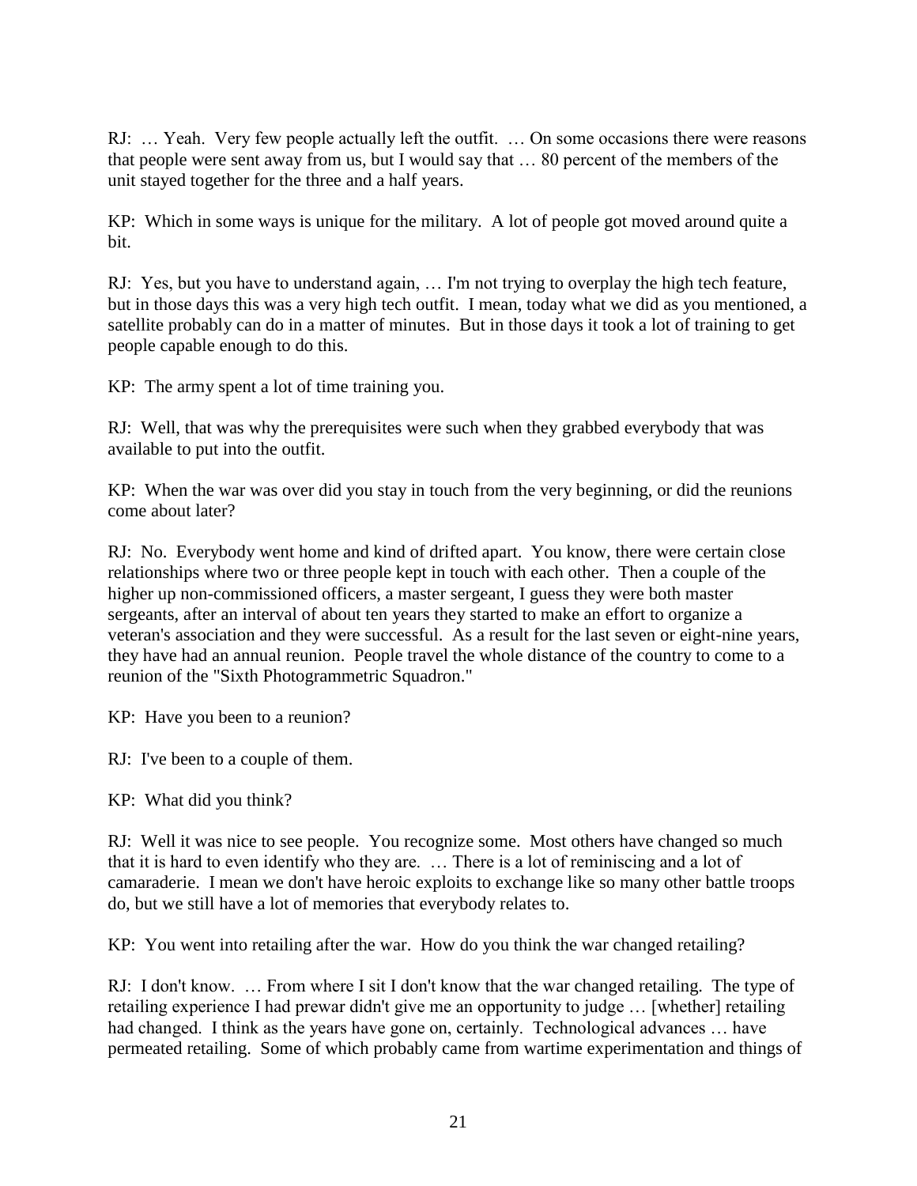RJ: … Yeah. Very few people actually left the outfit. … On some occasions there were reasons that people were sent away from us, but I would say that … 80 percent of the members of the unit stayed together for the three and a half years.

KP: Which in some ways is unique for the military. A lot of people got moved around quite a bit.

RJ: Yes, but you have to understand again, … I'm not trying to overplay the high tech feature, but in those days this was a very high tech outfit. I mean, today what we did as you mentioned, a satellite probably can do in a matter of minutes. But in those days it took a lot of training to get people capable enough to do this.

KP: The army spent a lot of time training you.

RJ: Well, that was why the prerequisites were such when they grabbed everybody that was available to put into the outfit.

KP: When the war was over did you stay in touch from the very beginning, or did the reunions come about later?

RJ: No. Everybody went home and kind of drifted apart. You know, there were certain close relationships where two or three people kept in touch with each other. Then a couple of the higher up non-commissioned officers, a master sergeant, I guess they were both master sergeants, after an interval of about ten years they started to make an effort to organize a veteran's association and they were successful. As a result for the last seven or eight-nine years, they have had an annual reunion. People travel the whole distance of the country to come to a reunion of the "Sixth Photogrammetric Squadron."

KP: Have you been to a reunion?

RJ: I've been to a couple of them.

KP: What did you think?

RJ: Well it was nice to see people. You recognize some. Most others have changed so much that it is hard to even identify who they are. … There is a lot of reminiscing and a lot of camaraderie. I mean we don't have heroic exploits to exchange like so many other battle troops do, but we still have a lot of memories that everybody relates to.

KP: You went into retailing after the war. How do you think the war changed retailing?

RJ: I don't know. … From where I sit I don't know that the war changed retailing. The type of retailing experience I had prewar didn't give me an opportunity to judge … [whether] retailing had changed. I think as the years have gone on, certainly. Technological advances … have permeated retailing. Some of which probably came from wartime experimentation and things of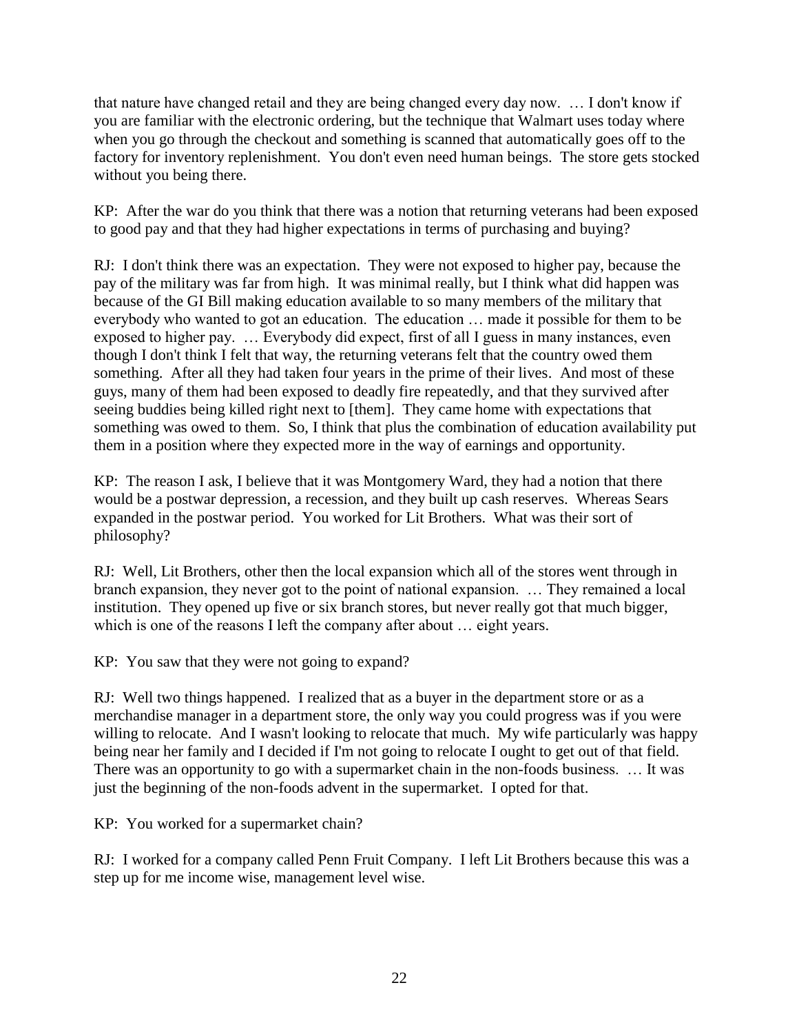that nature have changed retail and they are being changed every day now. … I don't know if you are familiar with the electronic ordering, but the technique that Walmart uses today where when you go through the checkout and something is scanned that automatically goes off to the factory for inventory replenishment. You don't even need human beings. The store gets stocked without you being there.

KP: After the war do you think that there was a notion that returning veterans had been exposed to good pay and that they had higher expectations in terms of purchasing and buying?

RJ: I don't think there was an expectation. They were not exposed to higher pay, because the pay of the military was far from high. It was minimal really, but I think what did happen was because of the GI Bill making education available to so many members of the military that everybody who wanted to got an education. The education … made it possible for them to be exposed to higher pay. … Everybody did expect, first of all I guess in many instances, even though I don't think I felt that way, the returning veterans felt that the country owed them something. After all they had taken four years in the prime of their lives. And most of these guys, many of them had been exposed to deadly fire repeatedly, and that they survived after seeing buddies being killed right next to [them]. They came home with expectations that something was owed to them. So, I think that plus the combination of education availability put them in a position where they expected more in the way of earnings and opportunity.

KP: The reason I ask, I believe that it was Montgomery Ward, they had a notion that there would be a postwar depression, a recession, and they built up cash reserves. Whereas Sears expanded in the postwar period. You worked for Lit Brothers. What was their sort of philosophy?

RJ: Well, Lit Brothers, other then the local expansion which all of the stores went through in branch expansion, they never got to the point of national expansion. … They remained a local institution. They opened up five or six branch stores, but never really got that much bigger, which is one of the reasons I left the company after about … eight years.

KP: You saw that they were not going to expand?

RJ: Well two things happened. I realized that as a buyer in the department store or as a merchandise manager in a department store, the only way you could progress was if you were willing to relocate. And I wasn't looking to relocate that much. My wife particularly was happy being near her family and I decided if I'm not going to relocate I ought to get out of that field. There was an opportunity to go with a supermarket chain in the non-foods business. … It was just the beginning of the non-foods advent in the supermarket. I opted for that.

KP: You worked for a supermarket chain?

RJ: I worked for a company called Penn Fruit Company. I left Lit Brothers because this was a step up for me income wise, management level wise.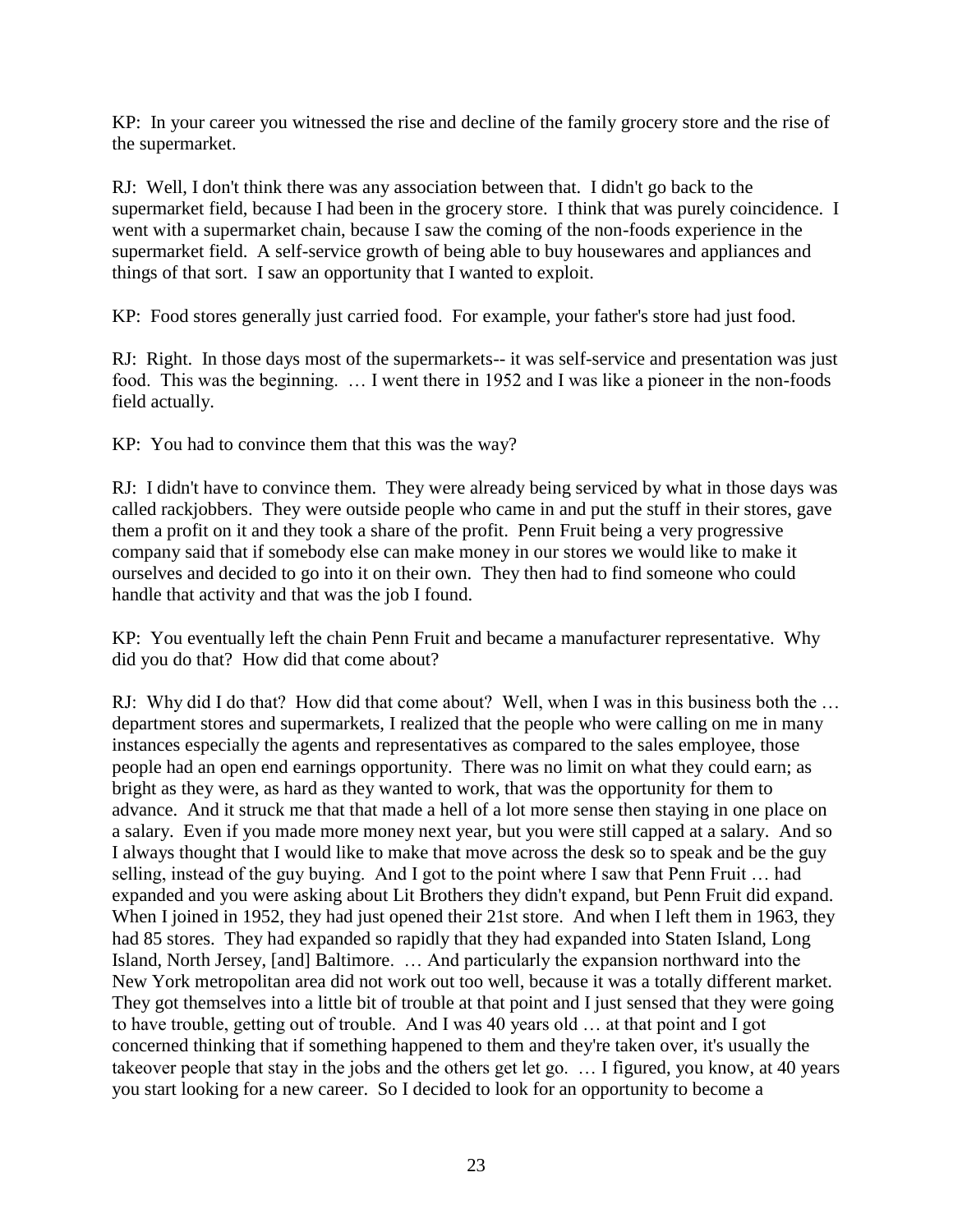KP: In your career you witnessed the rise and decline of the family grocery store and the rise of the supermarket.

RJ: Well, I don't think there was any association between that. I didn't go back to the supermarket field, because I had been in the grocery store. I think that was purely coincidence. I went with a supermarket chain, because I saw the coming of the non-foods experience in the supermarket field. A self-service growth of being able to buy housewares and appliances and things of that sort. I saw an opportunity that I wanted to exploit.

KP: Food stores generally just carried food. For example, your father's store had just food.

RJ: Right. In those days most of the supermarkets-- it was self-service and presentation was just food. This was the beginning. … I went there in 1952 and I was like a pioneer in the non-foods field actually.

KP: You had to convince them that this was the way?

RJ: I didn't have to convince them. They were already being serviced by what in those days was called rackjobbers. They were outside people who came in and put the stuff in their stores, gave them a profit on it and they took a share of the profit. Penn Fruit being a very progressive company said that if somebody else can make money in our stores we would like to make it ourselves and decided to go into it on their own. They then had to find someone who could handle that activity and that was the job I found.

KP: You eventually left the chain Penn Fruit and became a manufacturer representative. Why did you do that? How did that come about?

RJ: Why did I do that? How did that come about? Well, when I was in this business both the … department stores and supermarkets, I realized that the people who were calling on me in many instances especially the agents and representatives as compared to the sales employee, those people had an open end earnings opportunity. There was no limit on what they could earn; as bright as they were, as hard as they wanted to work, that was the opportunity for them to advance. And it struck me that that made a hell of a lot more sense then staying in one place on a salary. Even if you made more money next year, but you were still capped at a salary. And so I always thought that I would like to make that move across the desk so to speak and be the guy selling, instead of the guy buying. And I got to the point where I saw that Penn Fruit … had expanded and you were asking about Lit Brothers they didn't expand, but Penn Fruit did expand. When I joined in 1952, they had just opened their 21st store. And when I left them in 1963, they had 85 stores. They had expanded so rapidly that they had expanded into Staten Island, Long Island, North Jersey, [and] Baltimore. … And particularly the expansion northward into the New York metropolitan area did not work out too well, because it was a totally different market. They got themselves into a little bit of trouble at that point and I just sensed that they were going to have trouble, getting out of trouble. And I was 40 years old … at that point and I got concerned thinking that if something happened to them and they're taken over, it's usually the takeover people that stay in the jobs and the others get let go. … I figured, you know, at 40 years you start looking for a new career. So I decided to look for an opportunity to become a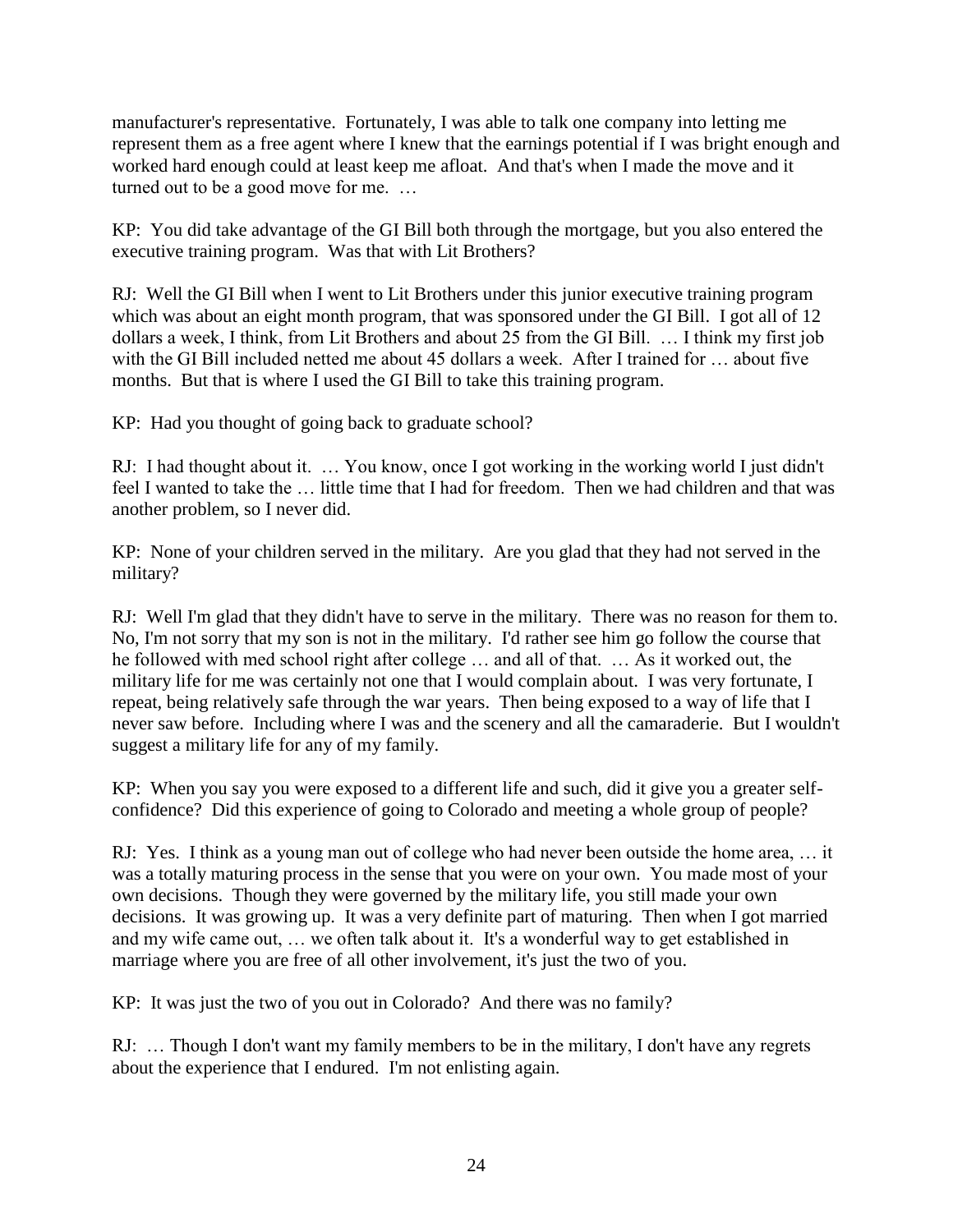manufacturer's representative. Fortunately, I was able to talk one company into letting me represent them as a free agent where I knew that the earnings potential if I was bright enough and worked hard enough could at least keep me afloat. And that's when I made the move and it turned out to be a good move for me. …

KP: You did take advantage of the GI Bill both through the mortgage, but you also entered the executive training program. Was that with Lit Brothers?

RJ: Well the GI Bill when I went to Lit Brothers under this junior executive training program which was about an eight month program, that was sponsored under the GI Bill. I got all of 12 dollars a week, I think, from Lit Brothers and about 25 from the GI Bill. … I think my first job with the GI Bill included netted me about 45 dollars a week. After I trained for … about five months. But that is where I used the GI Bill to take this training program.

KP: Had you thought of going back to graduate school?

RJ: I had thought about it. … You know, once I got working in the working world I just didn't feel I wanted to take the … little time that I had for freedom. Then we had children and that was another problem, so I never did.

KP: None of your children served in the military. Are you glad that they had not served in the military?

RJ: Well I'm glad that they didn't have to serve in the military. There was no reason for them to. No, I'm not sorry that my son is not in the military. I'd rather see him go follow the course that he followed with med school right after college … and all of that. … As it worked out, the military life for me was certainly not one that I would complain about. I was very fortunate, I repeat, being relatively safe through the war years. Then being exposed to a way of life that I never saw before. Including where I was and the scenery and all the camaraderie. But I wouldn't suggest a military life for any of my family.

KP: When you say you were exposed to a different life and such, did it give you a greater self-confidence? Did this experience of going to Colorado and meeting a whole group of people?

RJ: Yes. I think as a young man out of college who had never been outside the home area, … it was a totally maturing process in the sense that you were on your own. You made most of your own decisions. Though they were governed by the military life, you still made your own decisions. It was growing up. It was a very definite part of maturing. Then when I got married and my wife came out, … we often talk about it. It's a wonderful way to get established in marriage where you are free of all other involvement, it's just the two of you.

KP: It was just the two of you out in Colorado? And there was no family?

RJ: … Though I don't want my family members to be in the military, I don't have any regrets about the experience that I endured. I'm not enlisting again.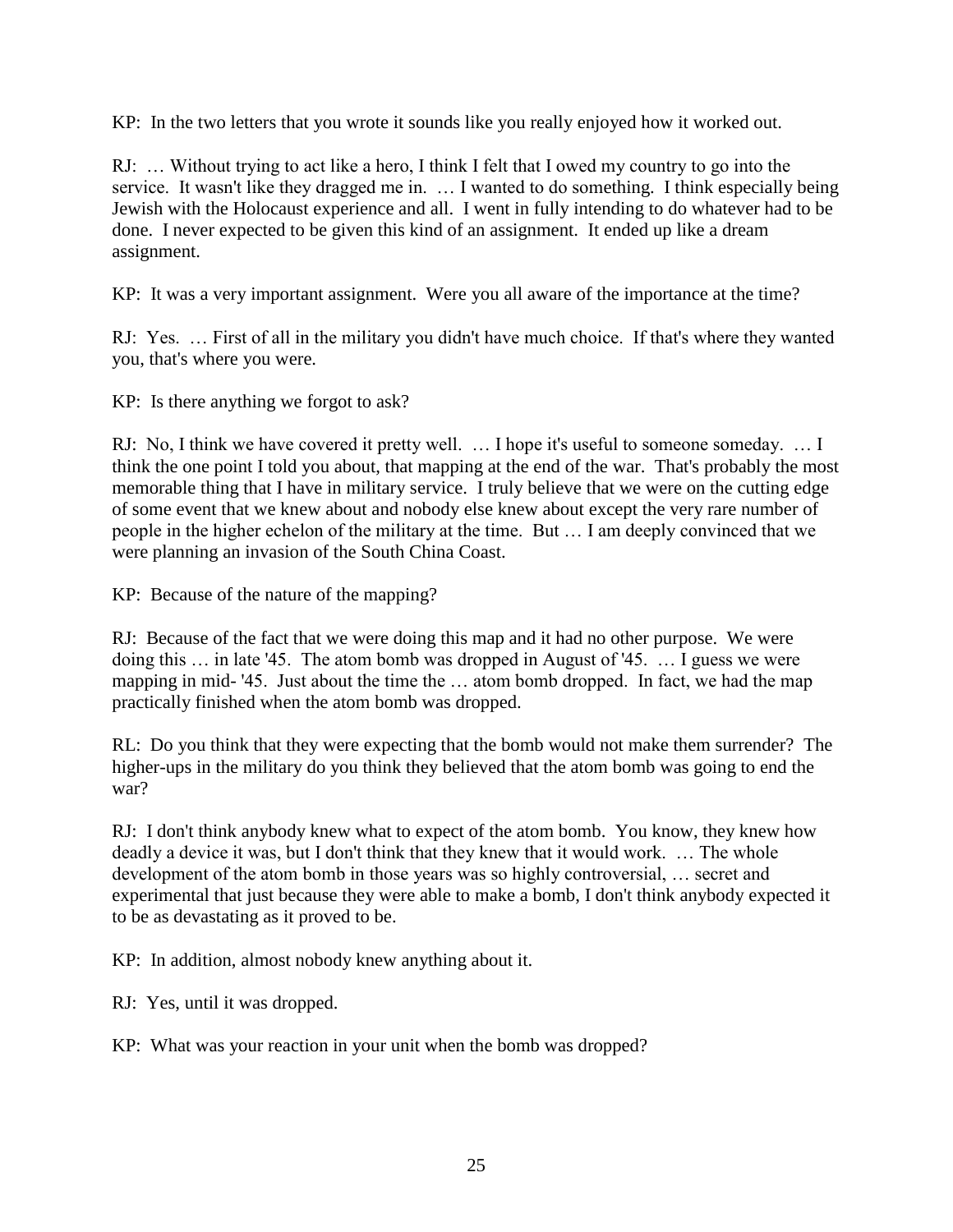KP: In the two letters that you wrote it sounds like you really enjoyed how it worked out.

RJ: … Without trying to act like a hero, I think I felt that I owed my country to go into the service. It wasn't like they dragged me in. … I wanted to do something. I think especially being Jewish with the Holocaust experience and all. I went in fully intending to do whatever had to be done. I never expected to be given this kind of an assignment. It ended up like a dream assignment.

KP: It was a very important assignment. Were you all aware of the importance at the time?

RJ: Yes. … First of all in the military you didn't have much choice. If that's where they wanted you, that's where you were.

KP: Is there anything we forgot to ask?

RJ: No, I think we have covered it pretty well. … I hope it's useful to someone someday. … I think the one point I told you about, that mapping at the end of the war. That's probably the most memorable thing that I have in military service. I truly believe that we were on the cutting edge of some event that we knew about and nobody else knew about except the very rare number of people in the higher echelon of the military at the time. But … I am deeply convinced that we were planning an invasion of the South China Coast.

KP: Because of the nature of the mapping?

RJ: Because of the fact that we were doing this map and it had no other purpose. We were doing this … in late '45. The atom bomb was dropped in August of '45. … I guess we were mapping in mid- '45. Just about the time the … atom bomb dropped. In fact, we had the map practically finished when the atom bomb was dropped.

RL: Do you think that they were expecting that the bomb would not make them surrender? The higher-ups in the military do you think they believed that the atom bomb was going to end the war?

RJ: I don't think anybody knew what to expect of the atom bomb. You know, they knew how deadly a device it was, but I don't think that they knew that it would work. … The whole development of the atom bomb in those years was so highly controversial, … secret and experimental that just because they were able to make a bomb, I don't think anybody expected it to be as devastating as it proved to be.

KP: In addition, almost nobody knew anything about it.

RJ: Yes, until it was dropped.

KP: What was your reaction in your unit when the bomb was dropped?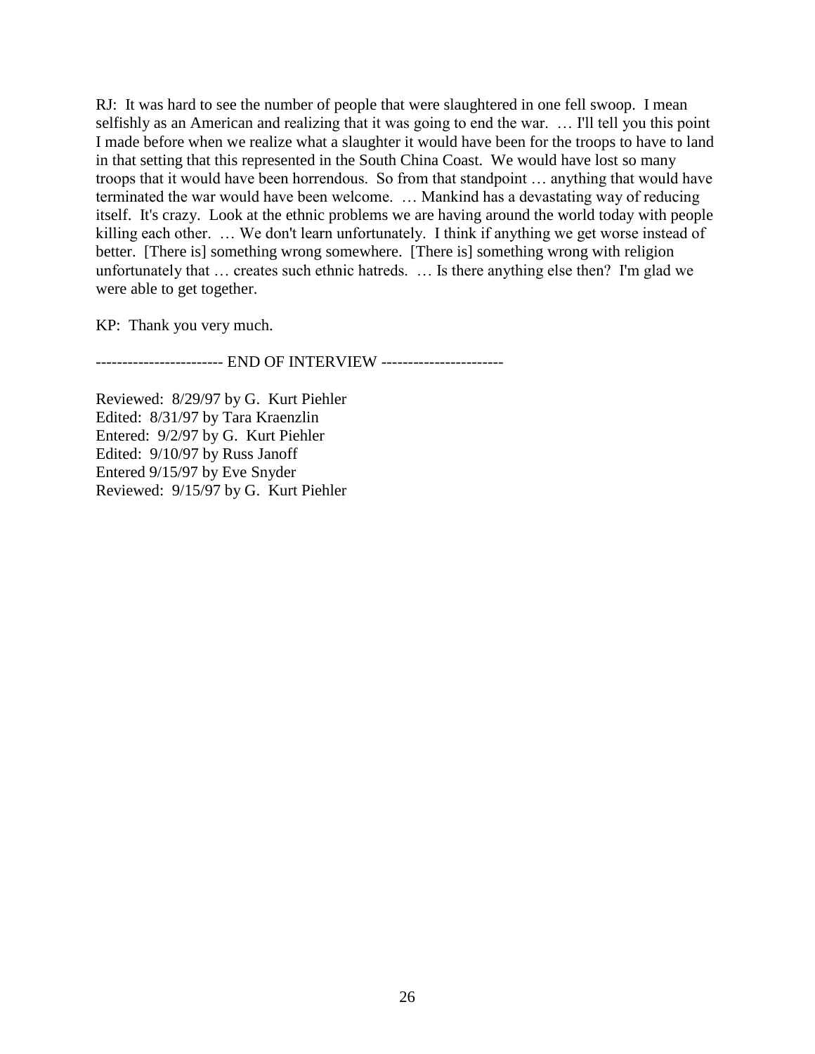RJ: It was hard to see the number of people that were slaughtered in one fell swoop. I mean selfishly as an American and realizing that it was going to end the war. … I'll tell you this point I made before when we realize what a slaughter it would have been for the troops to have to land in that setting that this represented in the South China Coast. We would have lost so many troops that it would have been horrendous. So from that standpoint … anything that would have terminated the war would have been welcome. … Mankind has a devastating way of reducing itself. It's crazy. Look at the ethnic problems we are having around the world today with people killing each other. … We don't learn unfortunately. I think if anything we get worse instead of better. [There is] something wrong somewhere. [There is] something wrong with religion unfortunately that … creates such ethnic hatreds. … Is there anything else then? I'm glad we were able to get together.

KP: Thank you very much.

------------------------ END OF INTERVIEW -----------------------

Reviewed: 8/29/97 by G. Kurt Piehler  
Edited: 8/31/97 by Tara Kraenzlin  
Entered: 9/2/97 by G. Kurt Piehler  
Edited: 9/10/97 by Russ Janoff  
Entered 9/15/97 by Eve Snyder  
Reviewed: 9/15/97 by G. Kurt Piehler